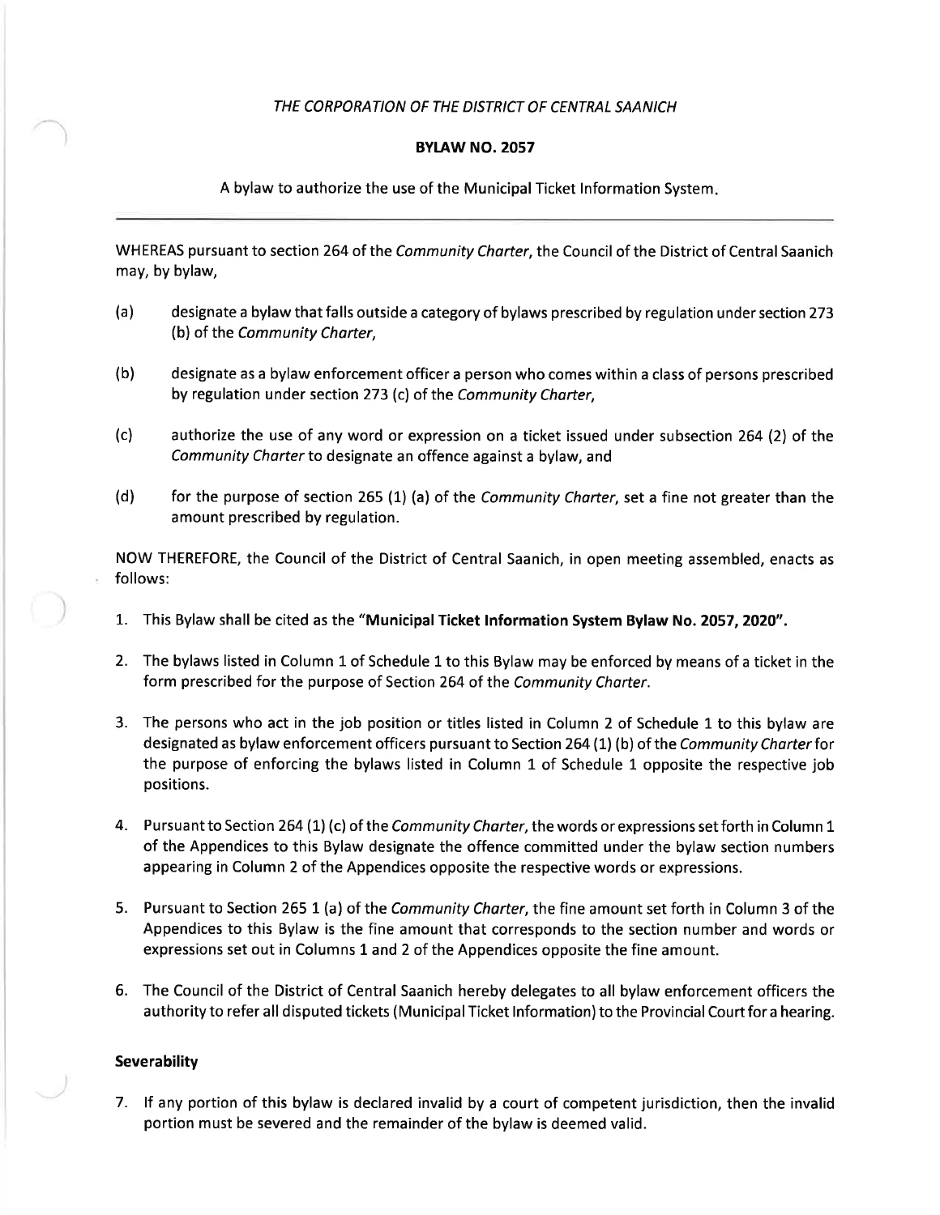*THE CORPORATION OF THE DISTRICT OF CENTRAL SAANICH*

**BYLAW NO. 2057**

A bylaw to authorize the use of the Municipal Ticket Information System.

---

WHEREAS pursuant to section 264 of the *Community Charter*, the Council of the District of Central Saanich may, by bylaw,

(a) designate a bylaw that falls outside a category of bylaws prescribed by regulation under section 273 (b) of the *Community Charter*,

(b) designate as a bylaw enforcement officer a person who comes within a class of persons prescribed by regulation under section 273 (c) of the *Community Charter*,

(c) authorize the use of any word or expression on a ticket issued under subsection 264 (2) of the *Community Charter* to designate an offence against a bylaw, and

(d) for the purpose of section 265 (1) (a) of the *Community Charter*, set a fine not greater than the amount prescribed by regulation.

NOW THEREFORE, the Council of the District of Central Saanich, in open meeting assembled, enacts as follows:

1. This Bylaw shall be cited as the **"Municipal Ticket Information System Bylaw No. 2057, 2020"**.

2. The bylaws listed in Column 1 of Schedule 1 to this Bylaw may be enforced by means of a ticket in the form prescribed for the purpose of Section 264 of the *Community Charter*.

3. The persons who act in the job position or titles listed in Column 2 of Schedule 1 to this bylaw are designated as bylaw enforcement officers pursuant to Section 264 (1) (b) of the *Community Charter* for the purpose of enforcing the bylaws listed in Column 1 of Schedule 1 opposite the respective job positions.

4. Pursuant to Section 264 (1) (c) of the *Community Charter*, the words or expressions set forth in Column 1 of the Appendices to this Bylaw designate the offence committed under the bylaw section numbers appearing in Column 2 of the Appendices opposite the respective words or expressions.

5. Pursuant to Section 265 1 (a) of the *Community Charter*, the fine amount set forth in Column 3 of the Appendices to this Bylaw is the fine amount that corresponds to the section number and words or expressions set out in Columns 1 and 2 of the Appendices opposite the fine amount.

6. The Council of the District of Central Saanich hereby delegates to all bylaw enforcement officers the authority to refer all disputed tickets (Municipal Ticket Information) to the Provincial Court for a hearing.

**Severability**

7. If any portion of this bylaw is declared invalid by a court of competent jurisdiction, then the invalid portion must be severed and the remainder of the bylaw is deemed valid.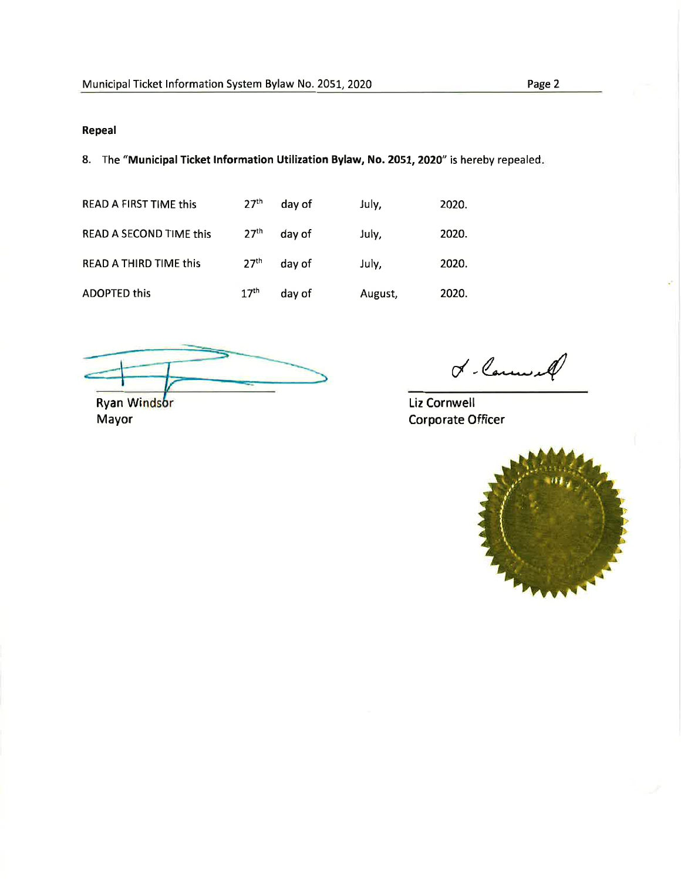**Repeal**

8. The "**Municipal Ticket Information Utilization Bylaw, No. 2051, 2020**" is hereby repealed.

| | | | | |
|---|---|---|---|---|
| READ A FIRST TIME this | 27th | day of | July, | 2020. |
| READ A SECOND TIME this | 27th | day of | July, | 2020. |
| READ A THIRD TIME this | 27th | day of | July, | 2020. |
| ADOPTED this | 17th | day of | August, | 2020. |

Ryan Windsor
Mayor

Liz Cornwell
Corporate Officer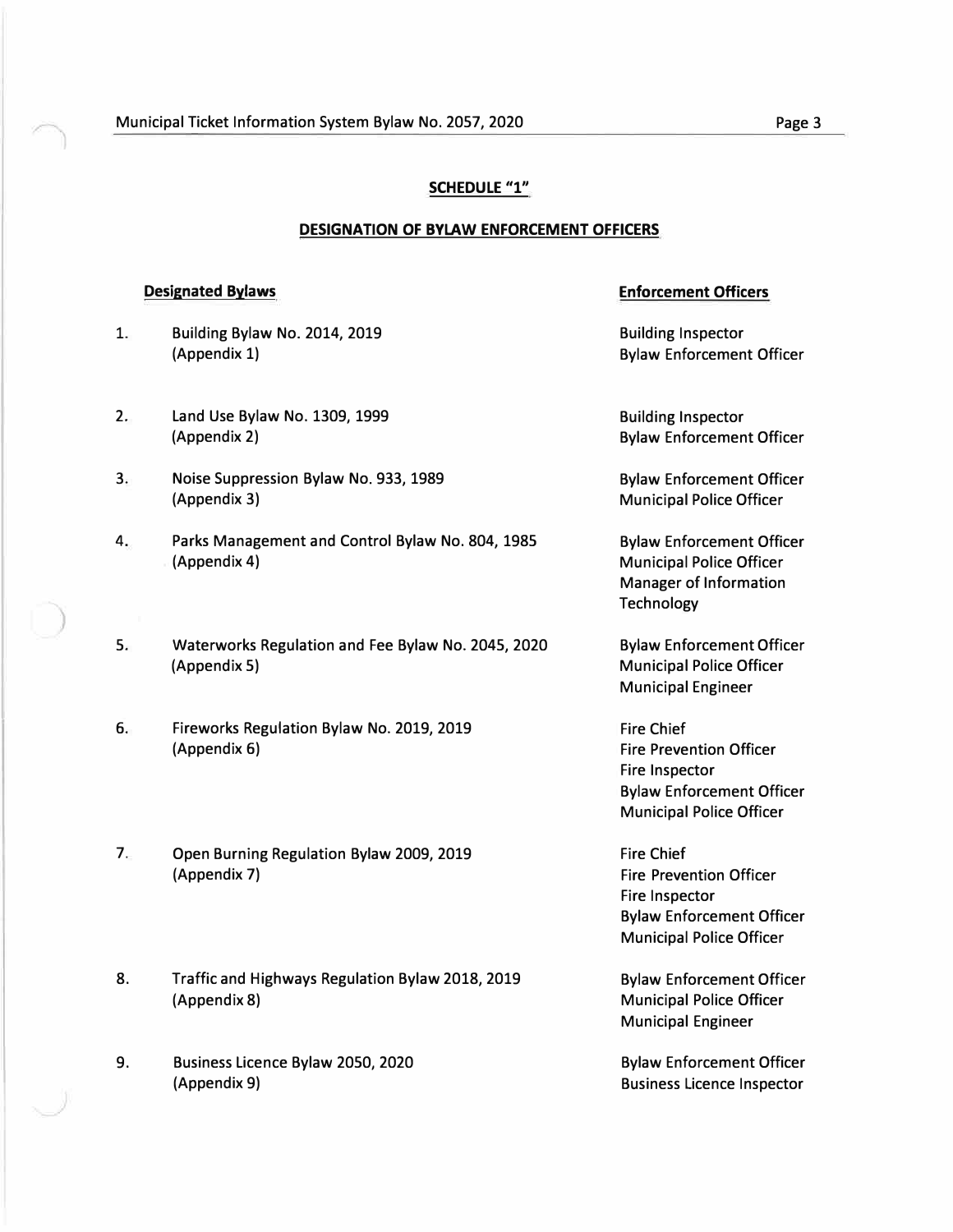## SCHEDULE "1"

### DESIGNATION OF BYLAW ENFORCEMENT OFFICERS

| | Designated Bylaws | Enforcement Officers |
|---|---|---|
| 1. | Building Bylaw No. 2014, 2019 (Appendix 1) | Building Inspector<br>Bylaw Enforcement Officer |
| 2. | Land Use Bylaw No. 1309, 1999 (Appendix 2) | Building Inspector<br>Bylaw Enforcement Officer |
| 3. | Noise Suppression Bylaw No. 933, 1989 (Appendix 3) | Bylaw Enforcement Officer<br>Municipal Police Officer |
| 4. | Parks Management and Control Bylaw No. 804, 1985 (Appendix 4) | Bylaw Enforcement Officer<br>Municipal Police Officer<br>Manager of Information Technology |
| 5. | Waterworks Regulation and Fee Bylaw No. 2045, 2020 (Appendix 5) | Bylaw Enforcement Officer<br>Municipal Police Officer<br>Municipal Engineer |
| 6. | Fireworks Regulation Bylaw No. 2019, 2019 (Appendix 6) | Fire Chief<br>Fire Prevention Officer<br>Fire Inspector<br>Bylaw Enforcement Officer<br>Municipal Police Officer |
| 7. | Open Burning Regulation Bylaw 2009, 2019 (Appendix 7) | Fire Chief<br>Fire Prevention Officer<br>Fire Inspector<br>Bylaw Enforcement Officer<br>Municipal Police Officer |
| 8. | Traffic and Highways Regulation Bylaw 2018, 2019 (Appendix 8) | Bylaw Enforcement Officer<br>Municipal Police Officer<br>Municipal Engineer |
| 9. | Business Licence Bylaw 2050, 2020 (Appendix 9) | Bylaw Enforcement Officer<br>Business Licence Inspector |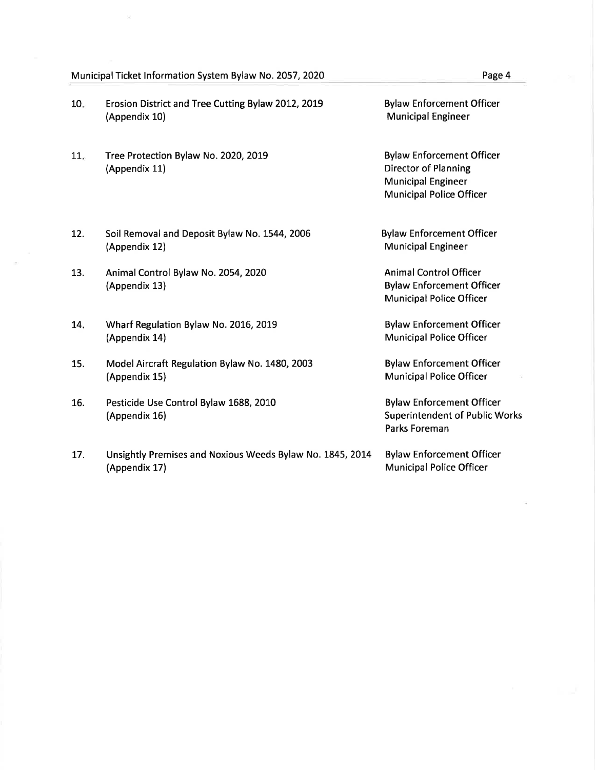| | | |
|---|---|---|
| 10. | Erosion District and Tree Cutting Bylaw 2012, 2019 (Appendix 10) | Bylaw Enforcement Officer<br>Municipal Engineer |
| 11. | Tree Protection Bylaw No. 2020, 2019 (Appendix 11) | Bylaw Enforcement Officer<br>Director of Planning<br>Municipal Engineer<br>Municipal Police Officer |
| 12. | Soil Removal and Deposit Bylaw No. 1544, 2006 (Appendix 12) | Bylaw Enforcement Officer<br>Municipal Engineer |
| 13. | Animal Control Bylaw No. 2054, 2020 (Appendix 13) | Animal Control Officer<br>Bylaw Enforcement Officer<br>Municipal Police Officer |
| 14. | Wharf Regulation Bylaw No. 2016, 2019 (Appendix 14) | Bylaw Enforcement Officer<br>Municipal Police Officer |
| 15. | Model Aircraft Regulation Bylaw No. 1480, 2003 (Appendix 15) | Bylaw Enforcement Officer<br>Municipal Police Officer |
| 16. | Pesticide Use Control Bylaw 1688, 2010 (Appendix 16) | Bylaw Enforcement Officer<br>Superintendent of Public Works<br>Parks Foreman |
| 17. | Unsightly Premises and Noxious Weeds Bylaw No. 1845, 2014 (Appendix 17) | Bylaw Enforcement Officer<br>Municipal Police Officer |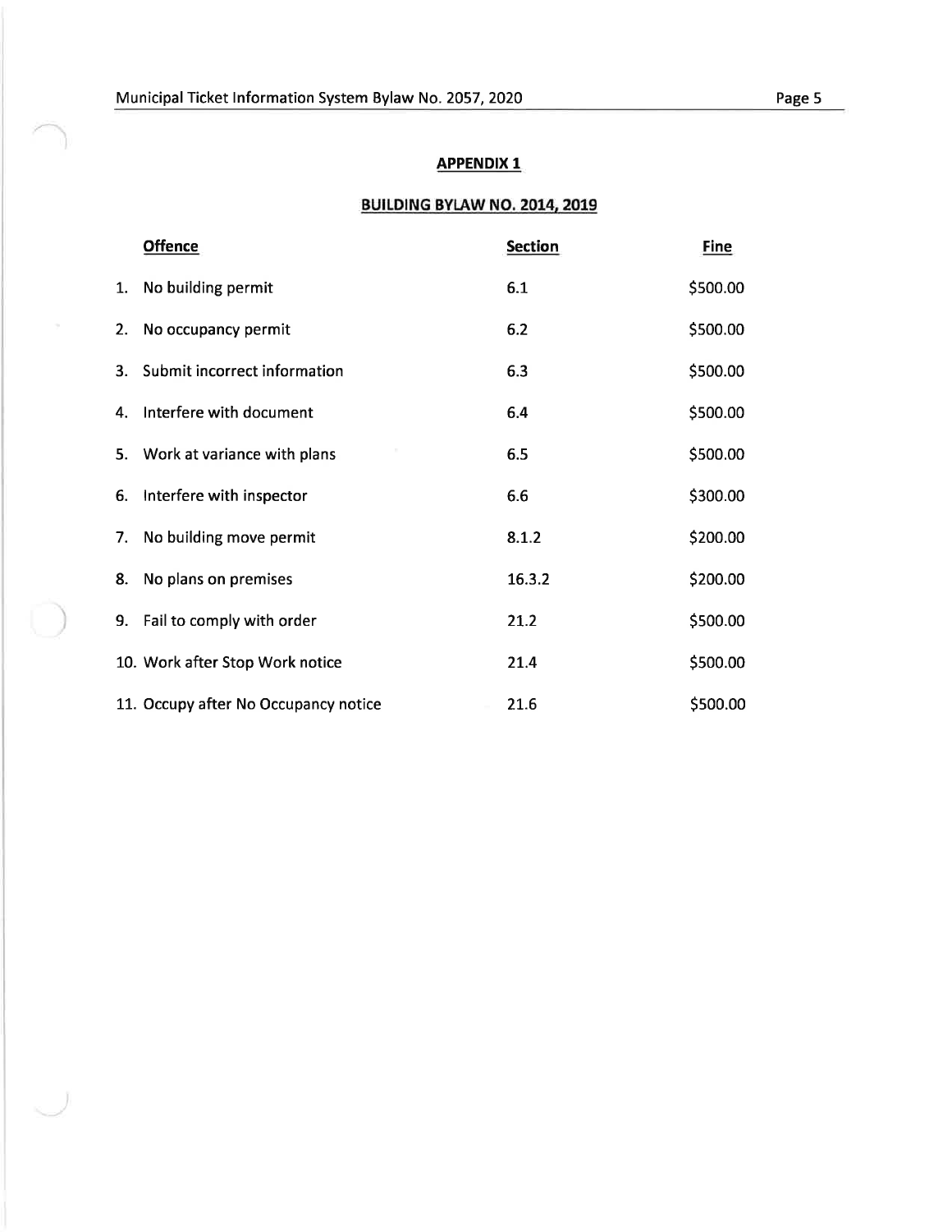## APPENDIX 1

## BUILDING BYLAW NO. 2014, 2019

| Offence | Section | Fine |
|---|---|---|
| 1. No building permit | 6.1 | $500.00 |
| 2. No occupancy permit | 6.2 | $500.00 |
| 3. Submit incorrect information | 6.3 | $500.00 |
| 4. Interfere with document | 6.4 | $500.00 |
| 5. Work at variance with plans | 6.5 | $500.00 |
| 6. Interfere with inspector | 6.6 | $300.00 |
| 7. No building move permit | 8.1.2 | $200.00 |
| 8. No plans on premises | 16.3.2 | $200.00 |
| 9. Fail to comply with order | 21.2 | $500.00 |
| 10. Work after Stop Work notice | 21.4 | $500.00 |
| 11. Occupy after No Occupancy notice | 21.6 | $500.00 |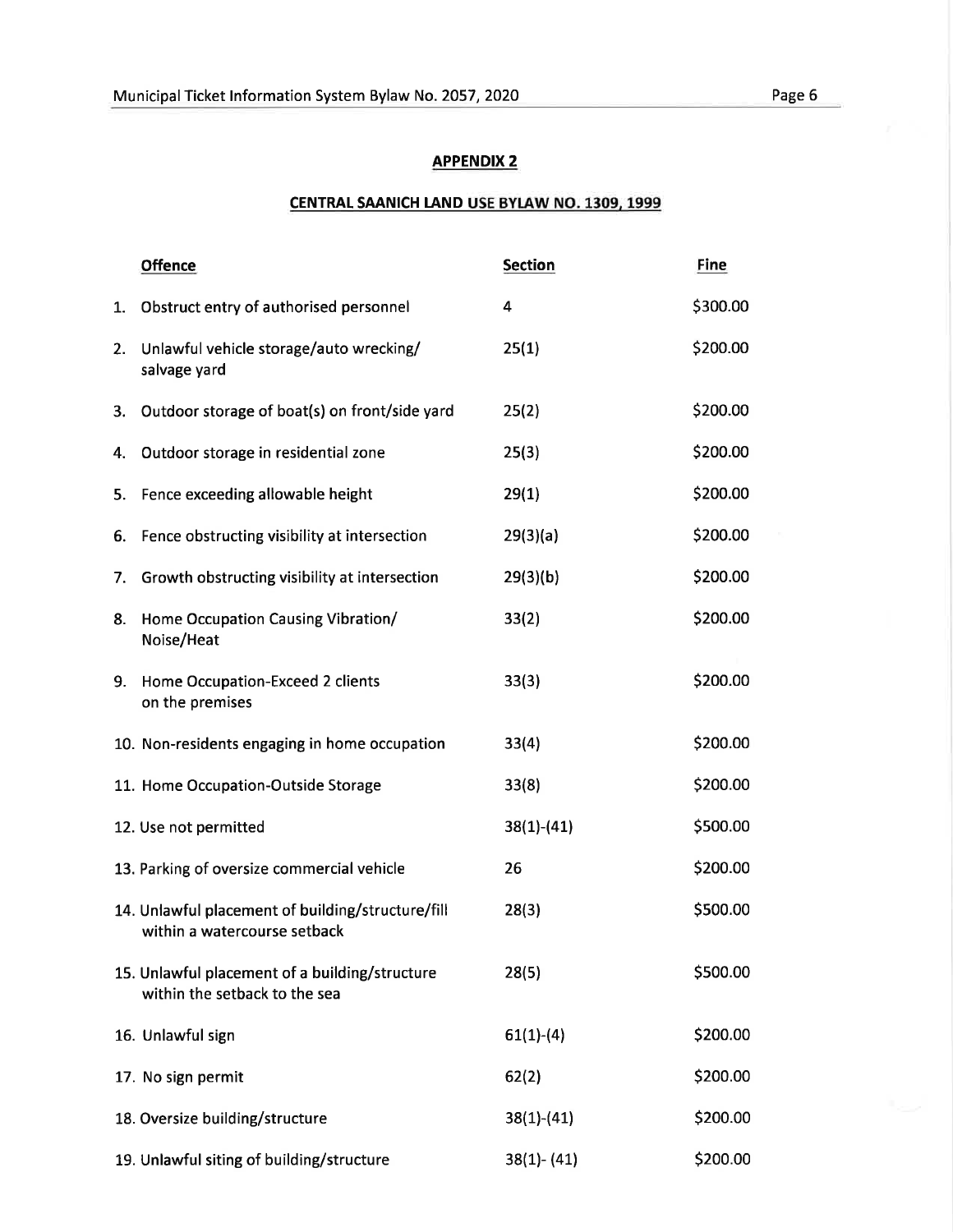## APPENDIX 2

## CENTRAL SAANICH LAND USE BYLAW NO. 1309, 1999

| | Offence | Section | Fine |
|---|---|---|---|
| 1. | Obstruct entry of authorised personnel | 4 | $300.00 |
| 2. | Unlawful vehicle storage/auto wrecking/ salvage yard | 25(1) | $200.00 |
| 3. | Outdoor storage of boat(s) on front/side yard | 25(2) | $200.00 |
| 4. | Outdoor storage in residential zone | 25(3) | $200.00 |
| 5. | Fence exceeding allowable height | 29(1) | $200.00 |
| 6. | Fence obstructing visibility at intersection | 29(3)(a) | $200.00 |
| 7. | Growth obstructing visibility at intersection | 29(3)(b) | $200.00 |
| 8. | Home Occupation Causing Vibration/ Noise/Heat | 33(2) | $200.00 |
| 9. | Home Occupation-Exceed 2 clients on the premises | 33(3) | $200.00 |
| 10. | Non-residents engaging in home occupation | 33(4) | $200.00 |
| 11. | Home Occupation-Outside Storage | 33(8) | $200.00 |
| 12. | Use not permitted | 38(1)-(41) | $500.00 |
| 13. | Parking of oversize commercial vehicle | 26 | $200.00 |
| 14. | Unlawful placement of building/structure/fill within a watercourse setback | 28(3) | $500.00 |
| 15. | Unlawful placement of a building/structure within the setback to the sea | 28(5) | $500.00 |
| 16. | Unlawful sign | 61(1)-(4) | $200.00 |
| 17. | No sign permit | 62(2) | $200.00 |
| 18. | Oversize building/structure | 38(1)-(41) | $200.00 |
| 19. | Unlawful siting of building/structure | 38(1)- (41) | $200.00 |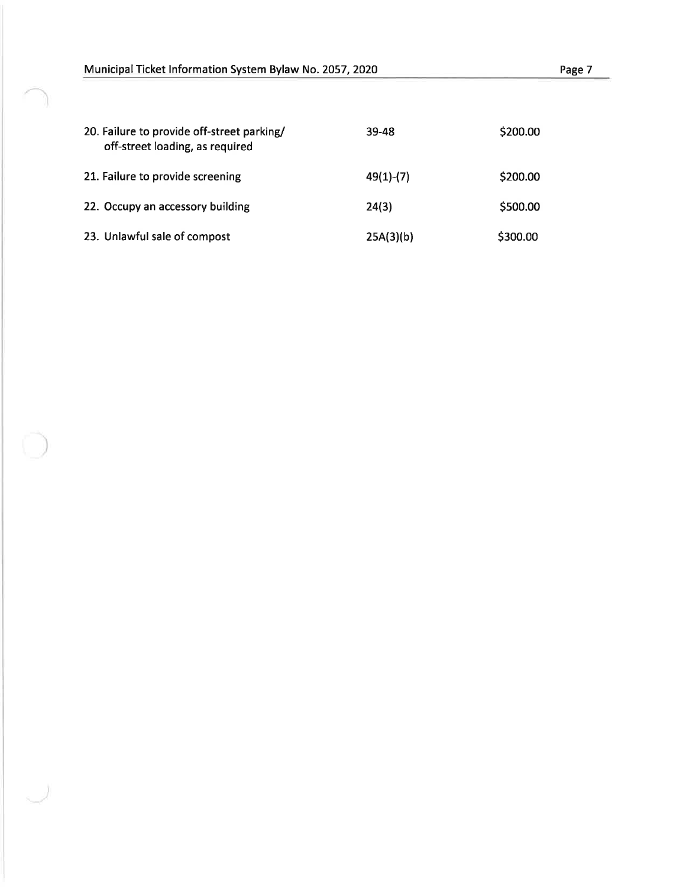| | | |
|---|---|---|
| 20. Failure to provide off-street parking/ off-street loading, as required | 39-48 | \$200.00 |
| 21. Failure to provide screening | 49(1)-(7) | \$200.00 |
| 22. Occupy an accessory building | 24(3) | \$500.00 |
| 23. Unlawful sale of compost | 25A(3)(b) | \$300.00 |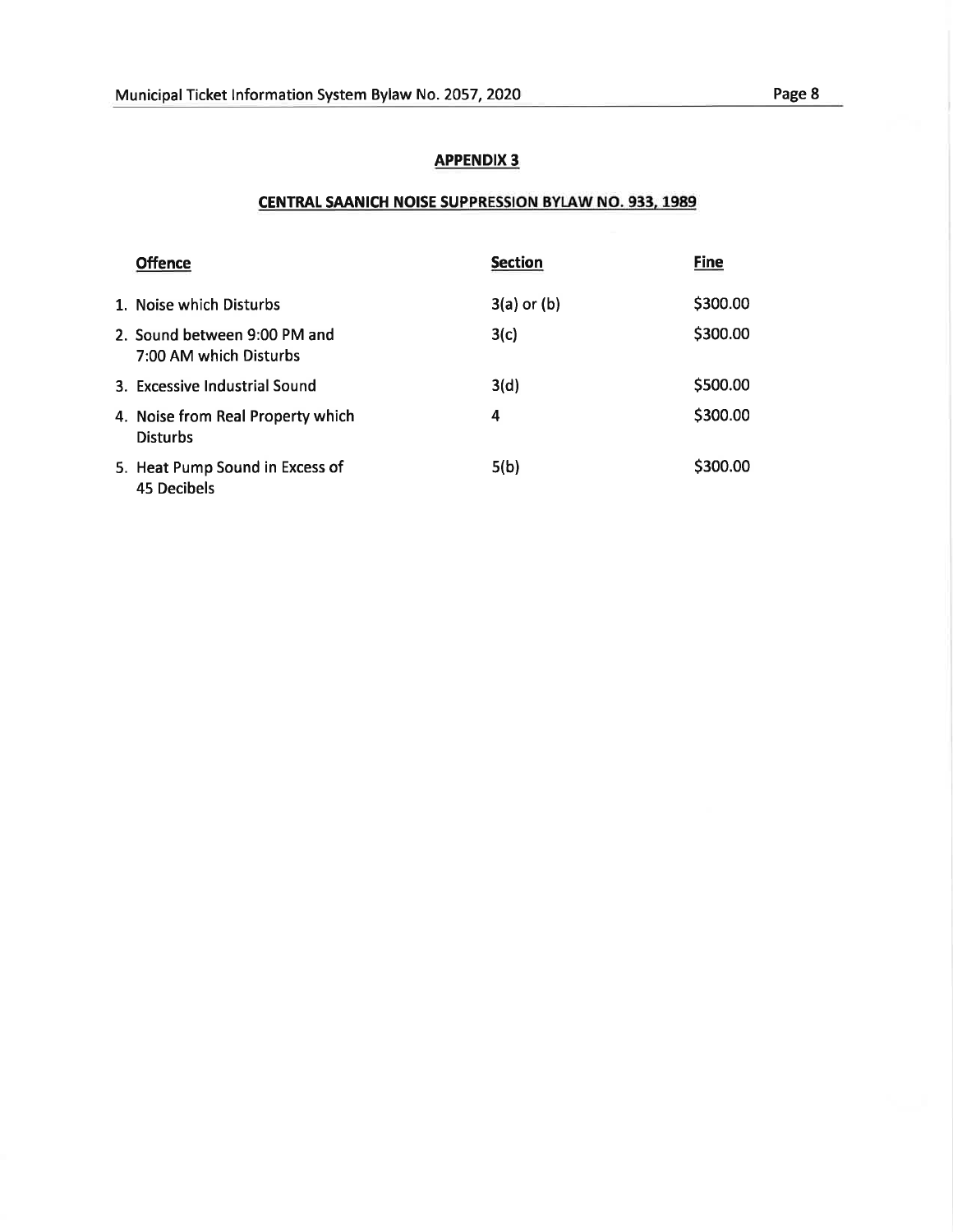## APPENDIX 3

### CENTRAL SAANICH NOISE SUPPRESSION BYLAW NO. 933, 1989

| Offence | Section | Fine |
|---|---|---|
| 1. Noise which Disturbs | 3(a) or (b) | $300.00 |
| 2. Sound between 9:00 PM and 7:00 AM which Disturbs | 3(c) | $300.00 |
| 3. Excessive Industrial Sound | 3(d) | $500.00 |
| 4. Noise from Real Property which Disturbs | 4 | $300.00 |
| 5. Heat Pump Sound in Excess of 45 Decibels | 5(b) | $300.00 |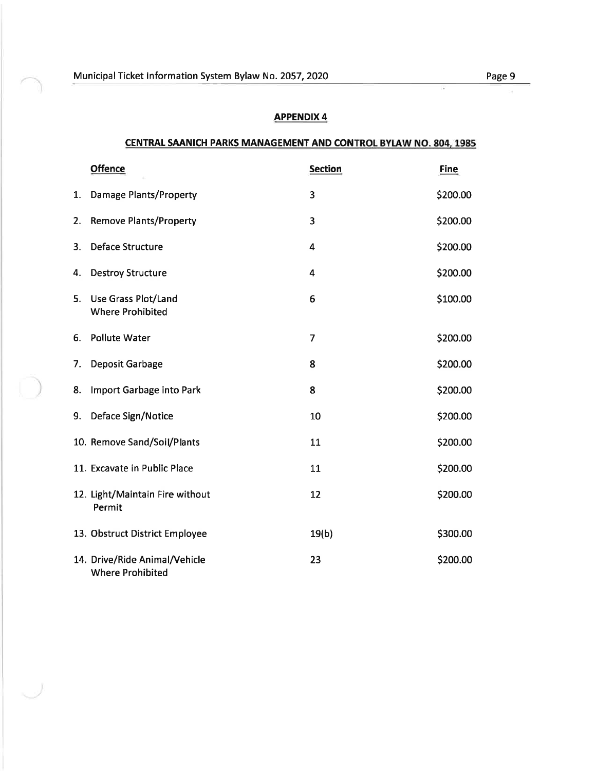## APPENDIX 4

## CENTRAL SAANICH PARKS MANAGEMENT AND CONTROL BYLAW NO. 804, 1985

| Offence | Section | Fine |
|---|---|---|
| 1. Damage Plants/Property | 3 | $200.00 |
| 2. Remove Plants/Property | 3 | $200.00 |
| 3. Deface Structure | 4 | $200.00 |
| 4. Destroy Structure | 4 | $200.00 |
| 5. Use Grass Plot/Land Where Prohibited | 6 | $100.00 |
| 6. Pollute Water | 7 | $200.00 |
| 7. Deposit Garbage | 8 | $200.00 |
| 8. Import Garbage into Park | 8 | $200.00 |
| 9. Deface Sign/Notice | 10 | $200.00 |
| 10. Remove Sand/Soil/Plants | 11 | $200.00 |
| 11. Excavate in Public Place | 11 | $200.00 |
| 12. Light/Maintain Fire without Permit | 12 | $200.00 |
| 13. Obstruct District Employee | 19(b) | $300.00 |
| 14. Drive/Ride Animal/Vehicle Where Prohibited | 23 | $200.00 |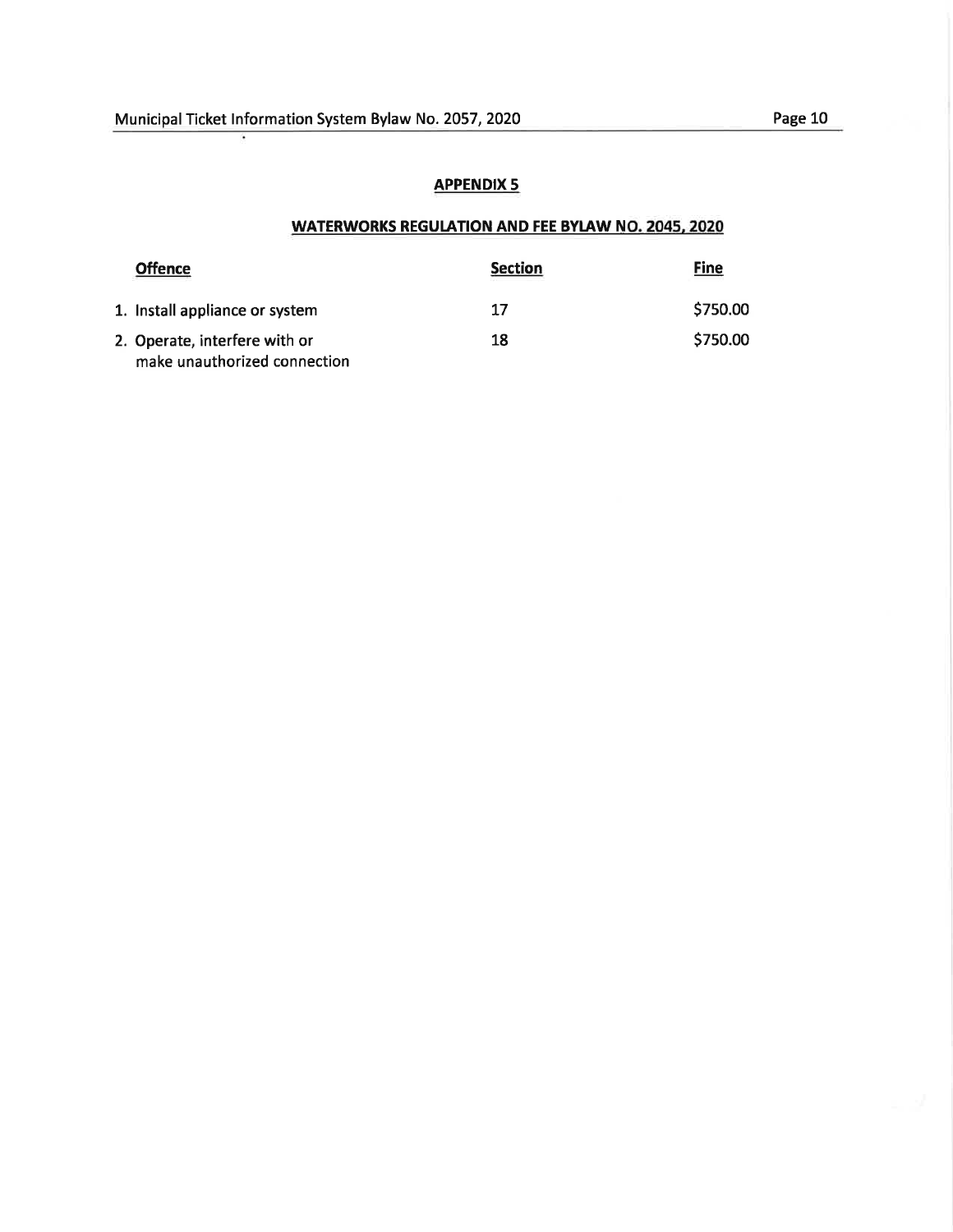## APPENDIX 5

## WATERWORKS REGULATION AND FEE BYLAW NO. 2045, 2020

| Offence | Section | Fine |
|---|---|---|
| 1. Install appliance or system | 17 | $750.00 |
| 2. Operate, interfere with or make unauthorized connection | 18 | $750.00 |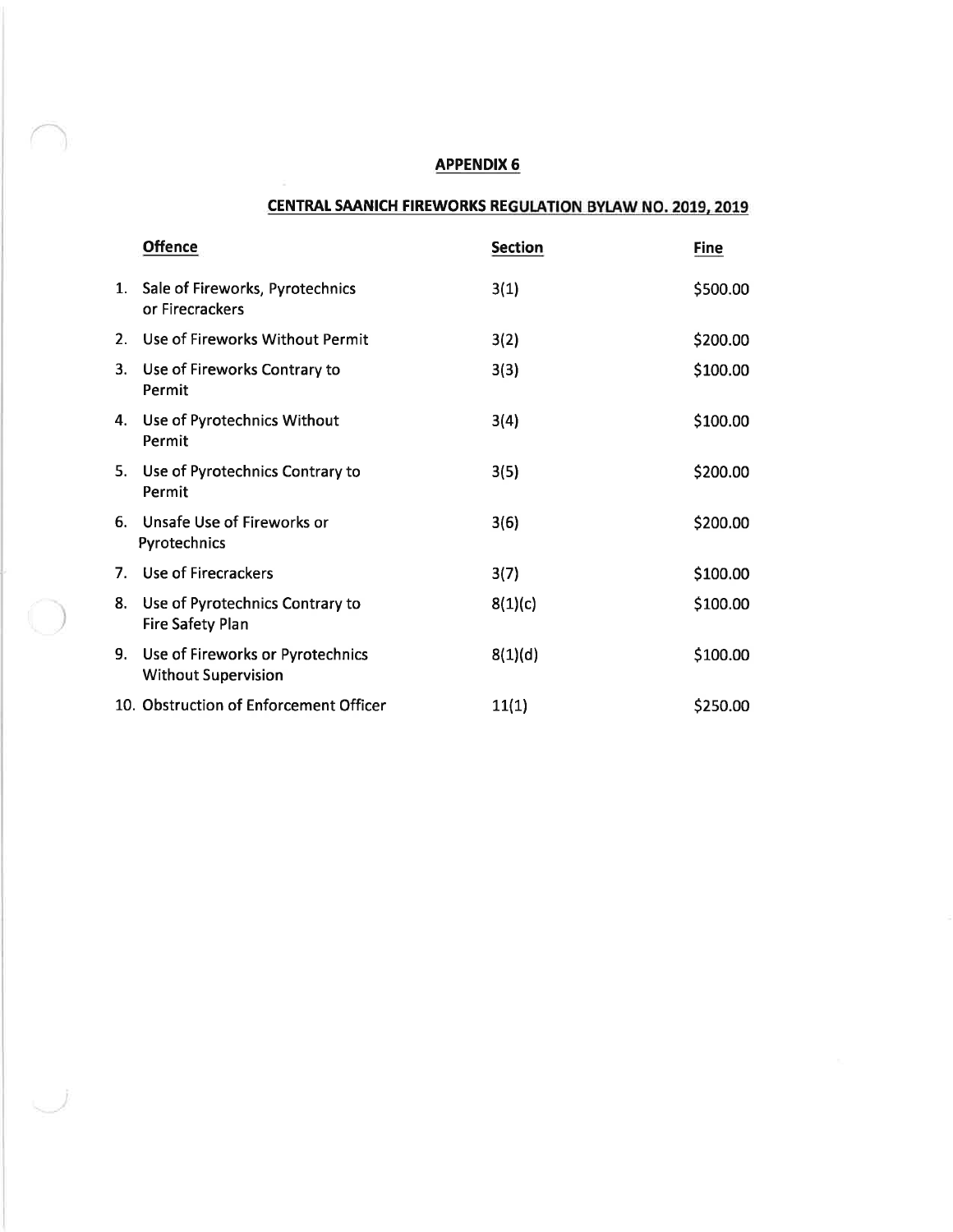# APPENDIX 6

## CENTRAL SAANICH FIREWORKS REGULATION BYLAW NO. 2019, 2019

| | Offence | Section | Fine |
|---|---|---|---|
| 1. | Sale of Fireworks, Pyrotechnics or Firecrackers | 3(1) | $500.00 |
| 2. | Use of Fireworks Without Permit | 3(2) | $200.00 |
| 3. | Use of Fireworks Contrary to Permit | 3(3) | $100.00 |
| 4. | Use of Pyrotechnics Without Permit | 3(4) | $100.00 |
| 5. | Use of Pyrotechnics Contrary to Permit | 3(5) | $200.00 |
| 6. | Unsafe Use of Fireworks or Pyrotechnics | 3(6) | $200.00 |
| 7. | Use of Firecrackers | 3(7) | $100.00 |
| 8. | Use of Pyrotechnics Contrary to Fire Safety Plan | 8(1)(c) | $100.00 |
| 9. | Use of Fireworks or Pyrotechnics Without Supervision | 8(1)(d) | $100.00 |
| 10. | Obstruction of Enforcement Officer | 11(1) | $250.00 |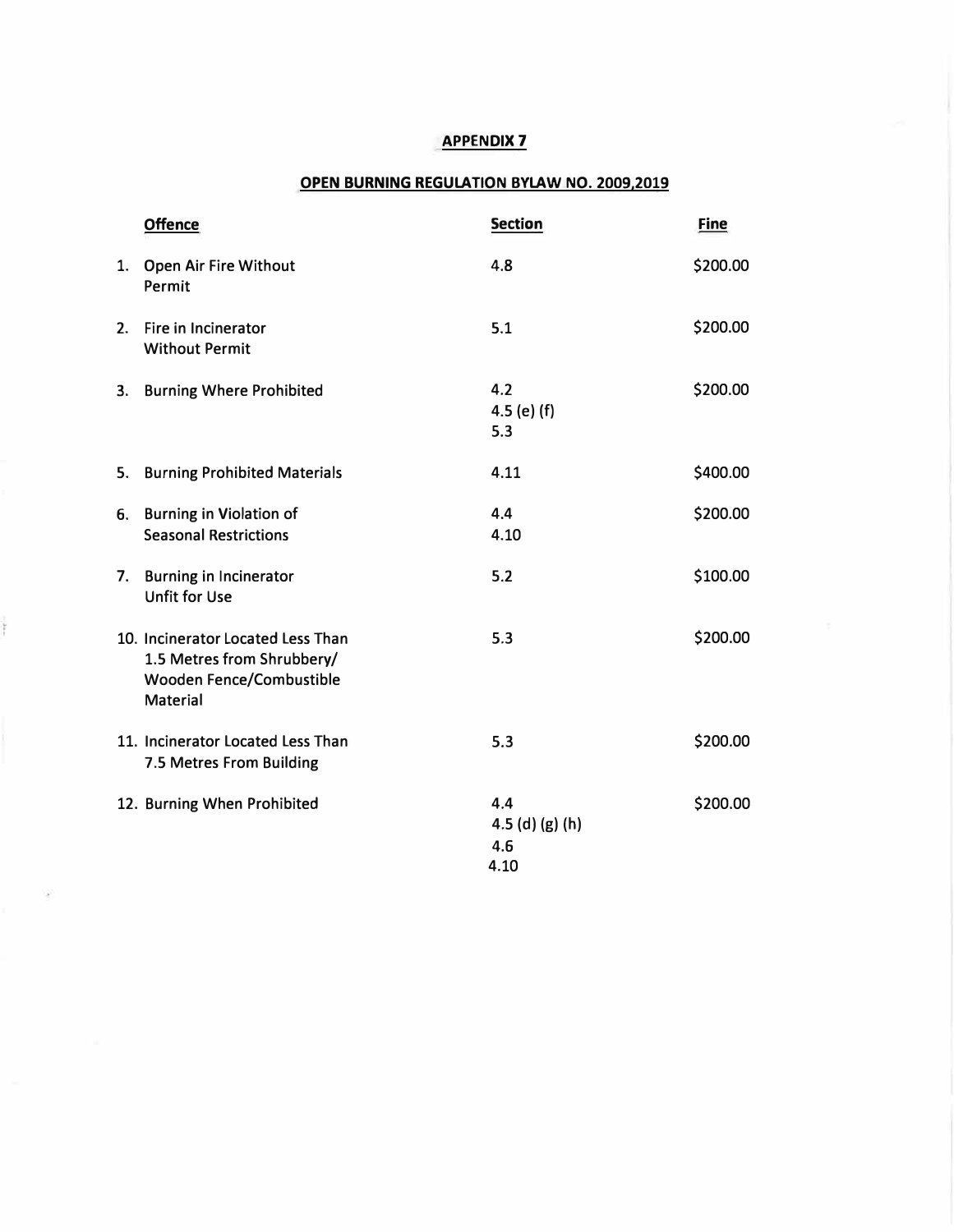## APPENDIX 7

## OPEN BURNING REGULATION BYLAW NO. 2009,2019

| Offence | Section | Fine |
|---|---|---|
| 1. Open Air Fire Without Permit | 4.8 | $200.00 |
| 2. Fire in Incinerator Without Permit | 5.1 | $200.00 |
| 3. Burning Where Prohibited | 4.2<br>4.5 (e) (f)<br>5.3 | $200.00 |
| 5. Burning Prohibited Materials | 4.11 | $400.00 |
| 6. Burning in Violation of Seasonal Restrictions | 4.4<br>4.10 | $200.00 |
| 7. Burning in Incinerator Unfit for Use | 5.2 | $100.00 |
| 10. Incinerator Located Less Than 1.5 Metres from Shrubbery/ Wooden Fence/Combustible Material | 5.3 | $200.00 |
| 11. Incinerator Located Less Than 7.5 Metres From Building | 5.3 | $200.00 |
| 12. Burning When Prohibited | 4.4<br>4.5 (d) (g) (h)<br>4.6<br>4.10 | $200.00 |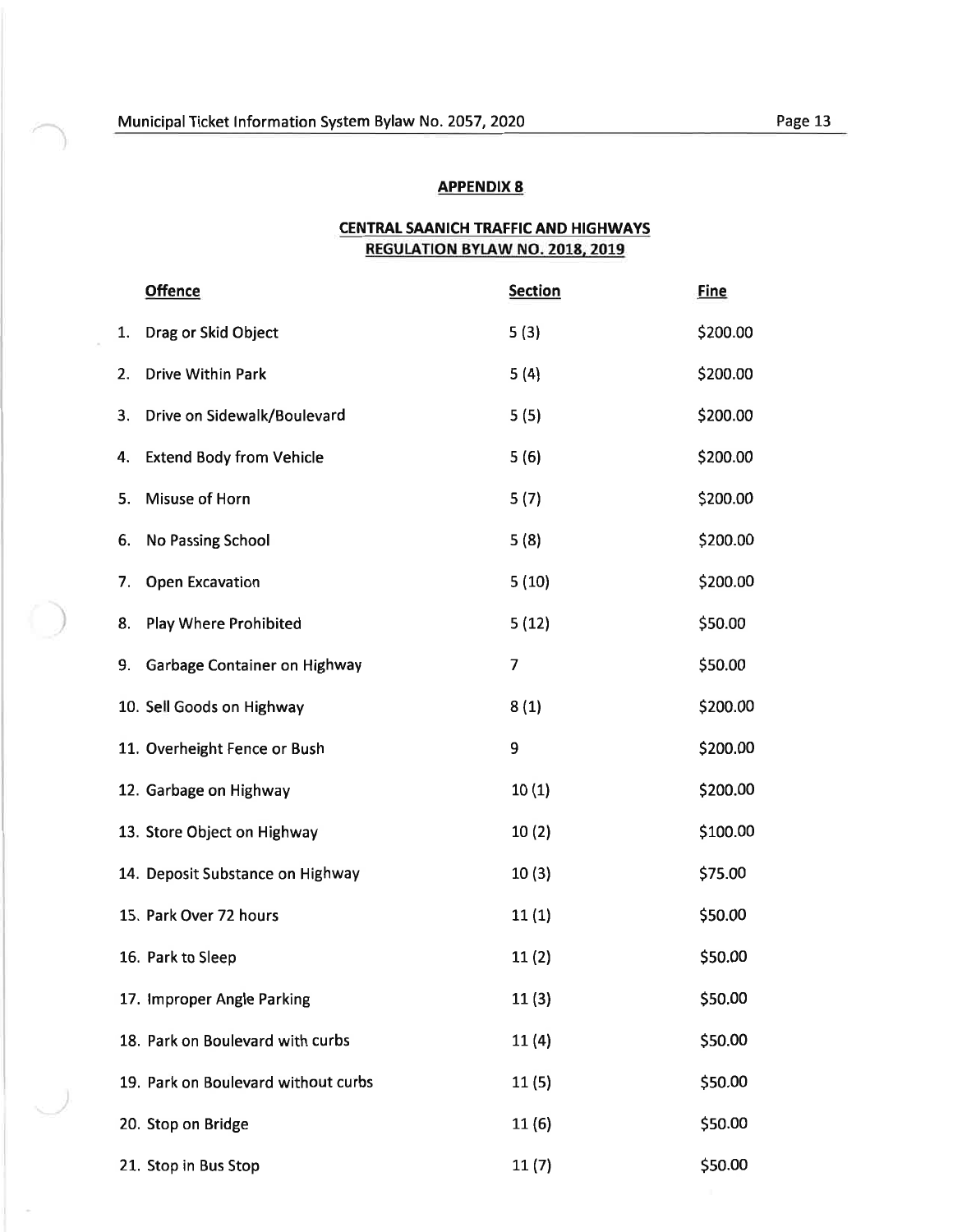## APPENDIX 8

### CENTRAL SAANICH TRAFFIC AND HIGHWAYS REGULATION BYLAW NO. 2018, 2019

| Offence | Section | Fine |
|---|---|---|
| 1. Drag or Skid Object | 5 (3) | $200.00 |
| 2. Drive Within Park | 5 (4) | $200.00 |
| 3. Drive on Sidewalk/Boulevard | 5 (5) | $200.00 |
| 4. Extend Body from Vehicle | 5 (6) | $200.00 |
| 5. Misuse of Horn | 5 (7) | $200.00 |
| 6. No Passing School | 5 (8) | $200.00 |
| 7. Open Excavation | 5 (10) | $200.00 |
| 8. Play Where Prohibited | 5 (12) | $50.00 |
| 9. Garbage Container on Highway | 7 | $50.00 |
| 10. Sell Goods on Highway | 8 (1) | $200.00 |
| 11. Overheight Fence or Bush | 9 | $200.00 |
| 12. Garbage on Highway | 10 (1) | $200.00 |
| 13. Store Object on Highway | 10 (2) | $100.00 |
| 14. Deposit Substance on Highway | 10 (3) | $75.00 |
| 15. Park Over 72 hours | 11 (1) | $50.00 |
| 16. Park to Sleep | 11 (2) | $50.00 |
| 17. Improper Angle Parking | 11 (3) | $50.00 |
| 18. Park on Boulevard with curbs | 11 (4) | $50.00 |
| 19. Park on Boulevard without curbs | 11 (5) | $50.00 |
| 20. Stop on Bridge | 11 (6) | $50.00 |
| 21. Stop in Bus Stop | 11 (7) | $50.00 |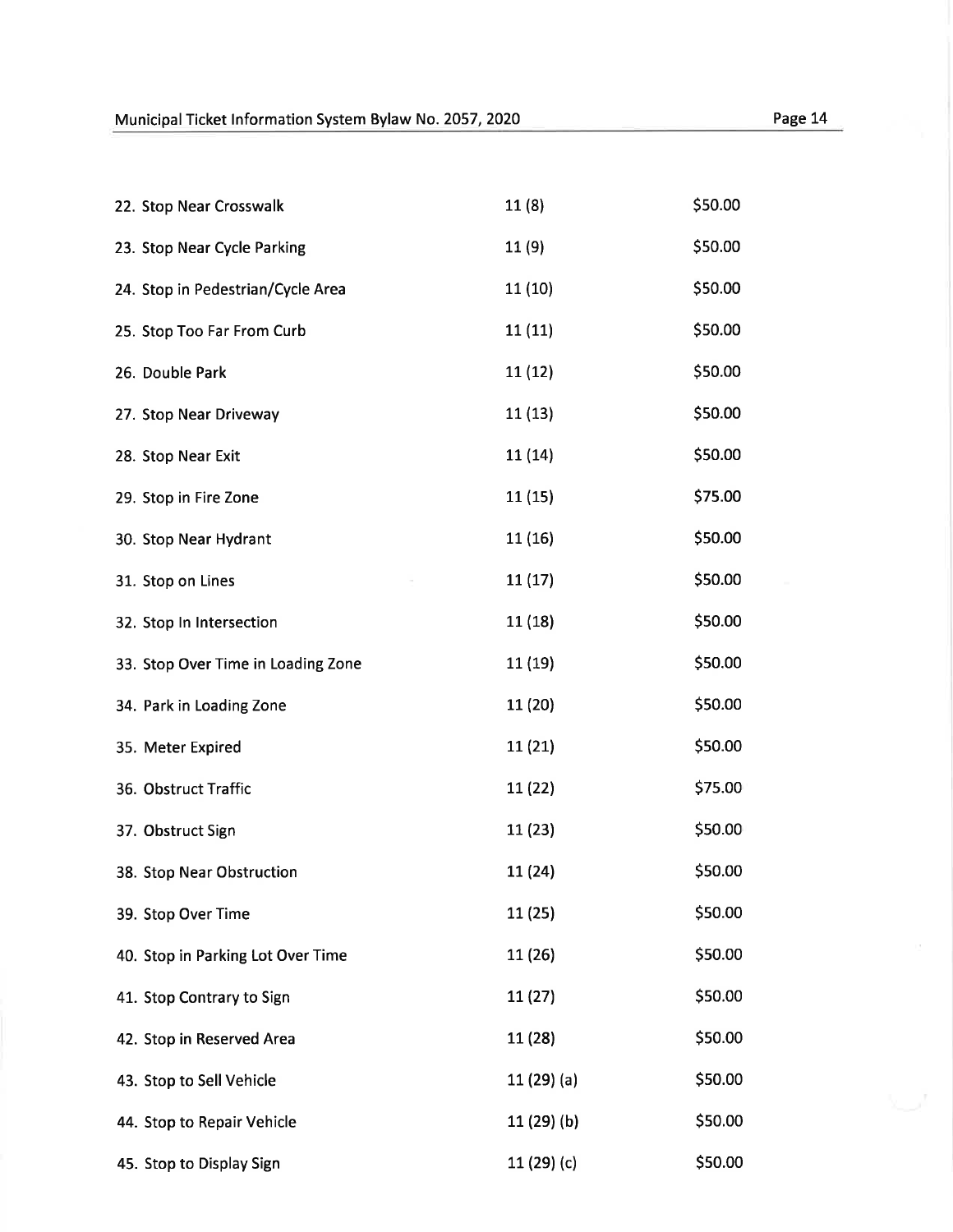| | | |
|---|---|---|
| 22. Stop Near Crosswalk | 11 (8) | \$50.00 |
| 23. Stop Near Cycle Parking | 11 (9) | \$50.00 |
| 24. Stop in Pedestrian/Cycle Area | 11 (10) | \$50.00 |
| 25. Stop Too Far From Curb | 11 (11) | \$50.00 |
| 26. Double Park | 11 (12) | \$50.00 |
| 27. Stop Near Driveway | 11 (13) | \$50.00 |
| 28. Stop Near Exit | 11 (14) | \$50.00 |
| 29. Stop in Fire Zone | 11 (15) | \$75.00 |
| 30. Stop Near Hydrant | 11 (16) | \$50.00 |
| 31. Stop on Lines | 11 (17) | \$50.00 |
| 32. Stop In Intersection | 11 (18) | \$50.00 |
| 33. Stop Over Time in Loading Zone | 11 (19) | \$50.00 |
| 34. Park in Loading Zone | 11 (20) | \$50.00 |
| 35. Meter Expired | 11 (21) | \$50.00 |
| 36. Obstruct Traffic | 11 (22) | \$75.00 |
| 37. Obstruct Sign | 11 (23) | \$50.00 |
| 38. Stop Near Obstruction | 11 (24) | \$50.00 |
| 39. Stop Over Time | 11 (25) | \$50.00 |
| 40. Stop in Parking Lot Over Time | 11 (26) | \$50.00 |
| 41. Stop Contrary to Sign | 11 (27) | \$50.00 |
| 42. Stop in Reserved Area | 11 (28) | \$50.00 |
| 43. Stop to Sell Vehicle | 11 (29) (a) | \$50.00 |
| 44. Stop to Repair Vehicle | 11 (29) (b) | \$50.00 |
| 45. Stop to Display Sign | 11 (29) (c) | \$50.00 |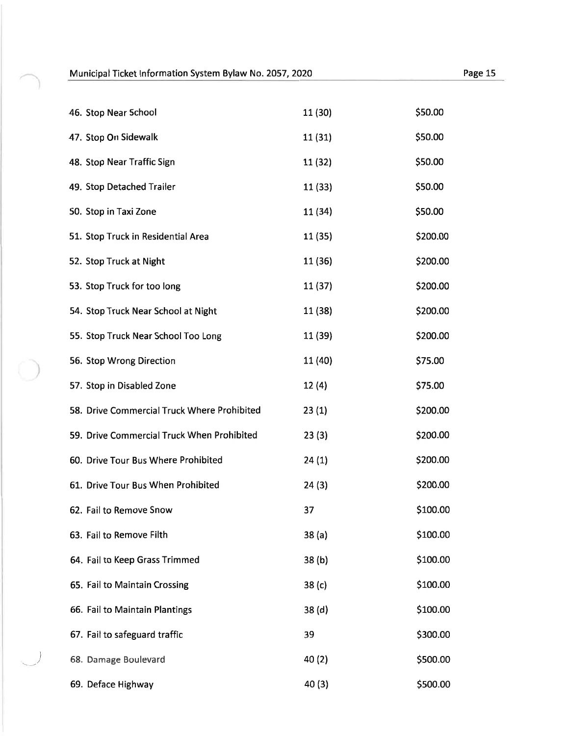| | | |
|---|---|---|
| 46. Stop Near School | 11 (30) | \$50.00 |
| 47. Stop On Sidewalk | 11 (31) | \$50.00 |
| 48. Stop Near Traffic Sign | 11 (32) | \$50.00 |
| 49. Stop Detached Trailer | 11 (33) | \$50.00 |
| 50. Stop in Taxi Zone | 11 (34) | \$50.00 |
| 51. Stop Truck in Residential Area | 11 (35) | \$200.00 |
| 52. Stop Truck at Night | 11 (36) | \$200.00 |
| 53. Stop Truck for too long | 11 (37) | \$200.00 |
| 54. Stop Truck Near School at Night | 11 (38) | \$200.00 |
| 55. Stop Truck Near School Too Long | 11 (39) | \$200.00 |
| 56. Stop Wrong Direction | 11 (40) | \$75.00 |
| 57. Stop in Disabled Zone | 12 (4) | \$75.00 |
| 58. Drive Commercial Truck Where Prohibited | 23 (1) | \$200.00 |
| 59. Drive Commercial Truck When Prohibited | 23 (3) | \$200.00 |
| 60. Drive Tour Bus Where Prohibited | 24 (1) | \$200.00 |
| 61. Drive Tour Bus When Prohibited | 24 (3) | \$200.00 |
| 62. Fail to Remove Snow | 37 | \$100.00 |
| 63. Fail to Remove Filth | 38 (a) | \$100.00 |
| 64. Fail to Keep Grass Trimmed | 38 (b) | \$100.00 |
| 65. Fail to Maintain Crossing | 38 (c) | \$100.00 |
| 66. Fail to Maintain Plantings | 38 (d) | \$100.00 |
| 67. Fail to safeguard traffic | 39 | \$300.00 |
| 68. Damage Boulevard | 40 (2) | \$500.00 |
| 69. Deface Highway | 40 (3) | \$500.00 |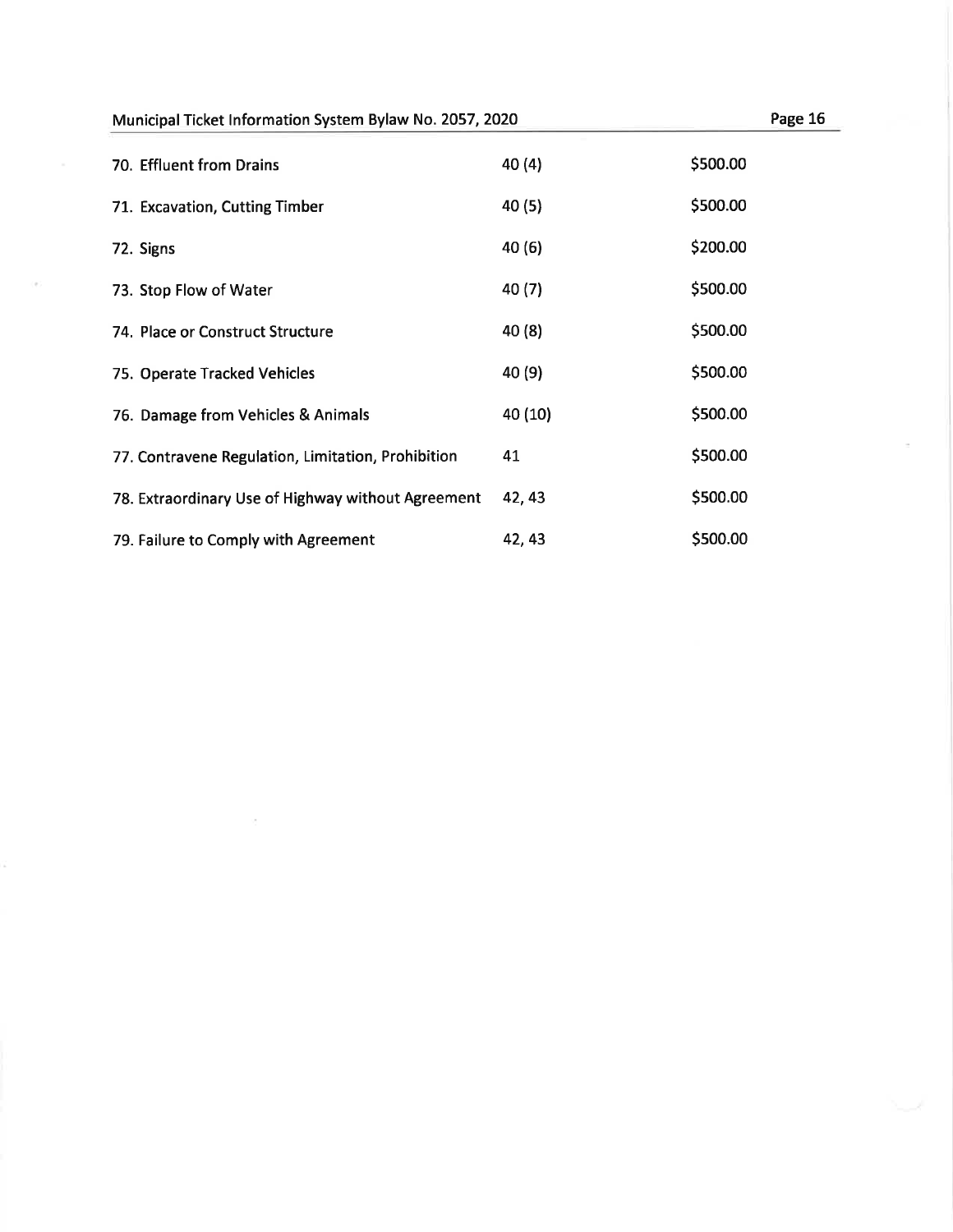| | | |
|---|---|---|
| 70. Effluent from Drains | 40 (4) | \$500.00 |
| 71. Excavation, Cutting Timber | 40 (5) | \$500.00 |
| 72. Signs | 40 (6) | \$200.00 |
| 73. Stop Flow of Water | 40 (7) | \$500.00 |
| 74. Place or Construct Structure | 40 (8) | \$500.00 |
| 75. Operate Tracked Vehicles | 40 (9) | \$500.00 |
| 76. Damage from Vehicles & Animals | 40 (10) | \$500.00 |
| 77. Contravene Regulation, Limitation, Prohibition | 41 | \$500.00 |
| 78. Extraordinary Use of Highway without Agreement | 42, 43 | \$500.00 |
| 79. Failure to Comply with Agreement | 42, 43 | \$500.00 |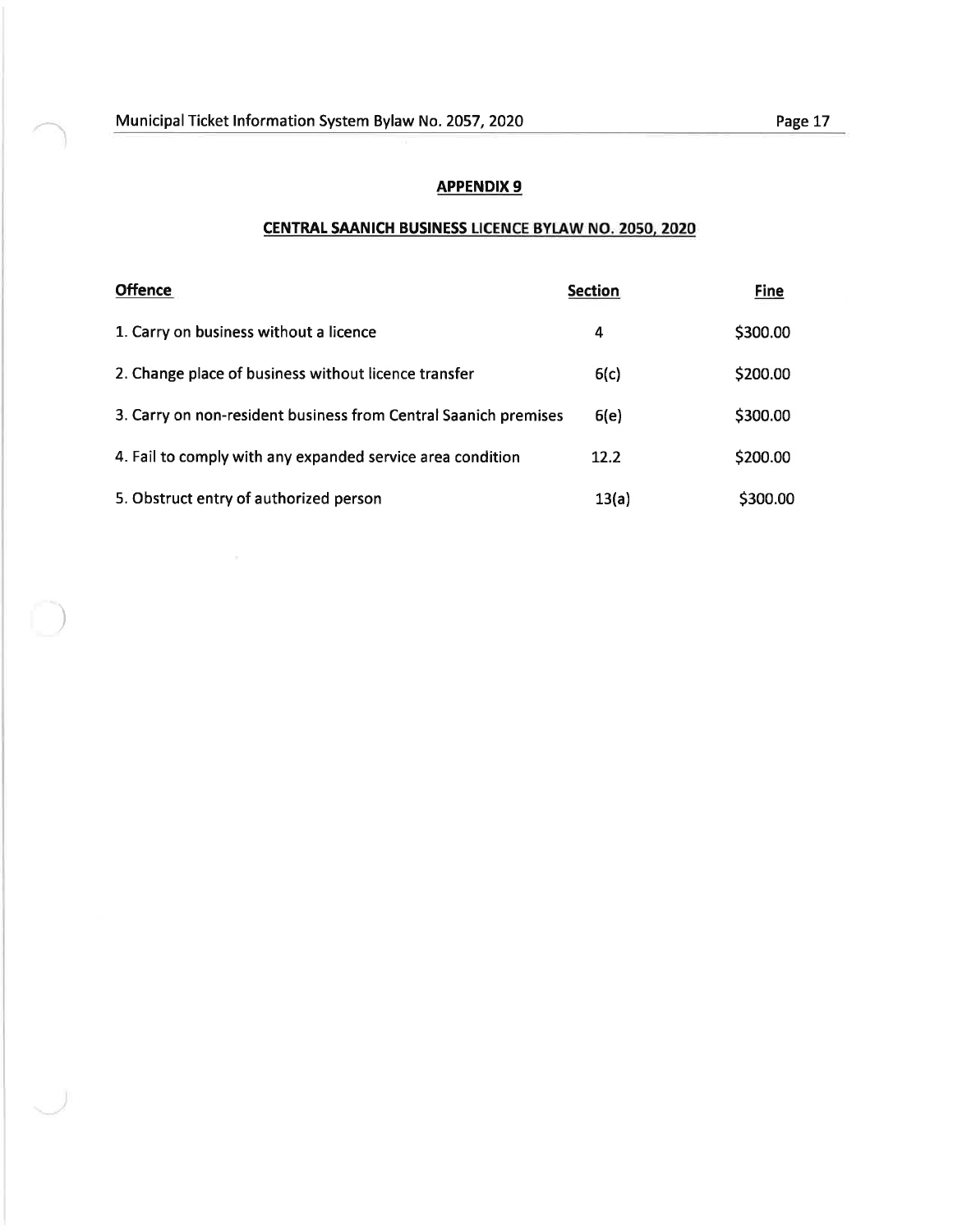## APPENDIX 9

## CENTRAL SAANICH BUSINESS LICENCE BYLAW NO. 2050, 2020

| Offence | Section | Fine |
|---|---|---|
| 1. Carry on business without a licence | 4 | $300.00 |
| 2. Change place of business without licence transfer | 6(c) | $200.00 |
| 3. Carry on non-resident business from Central Saanich premises | 6(e) | $300.00 |
| 4. Fail to comply with any expanded service area condition | 12.2 | $200.00 |
| 5. Obstruct entry of authorized person | 13(a) | $300.00 |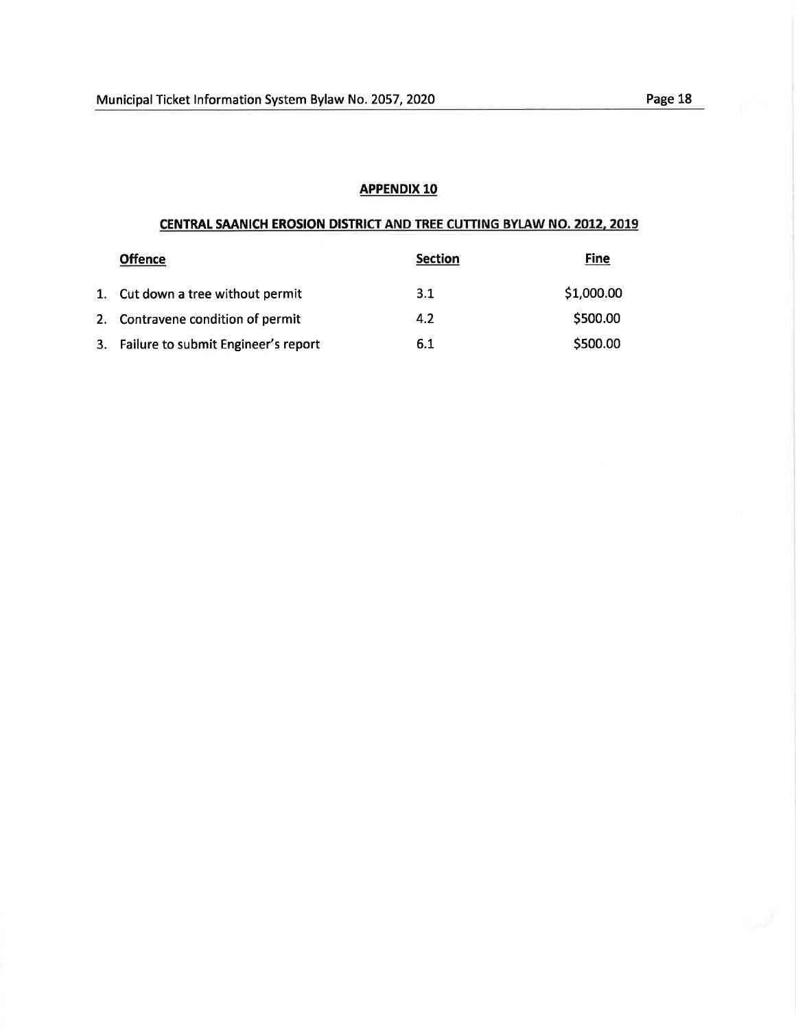## APPENDIX 10

## CENTRAL SAANICH EROSION DISTRICT AND TREE CUTTING BYLAW NO. 2012, 2019

| Offence | Section | Fine |
|---|---|---|
| 1. Cut down a tree without permit | 3.1 | $1,000.00 |
| 2. Contravene condition of permit | 4.2 | $500.00 |
| 3. Failure to submit Engineer's report | 6.1 | $500.00 |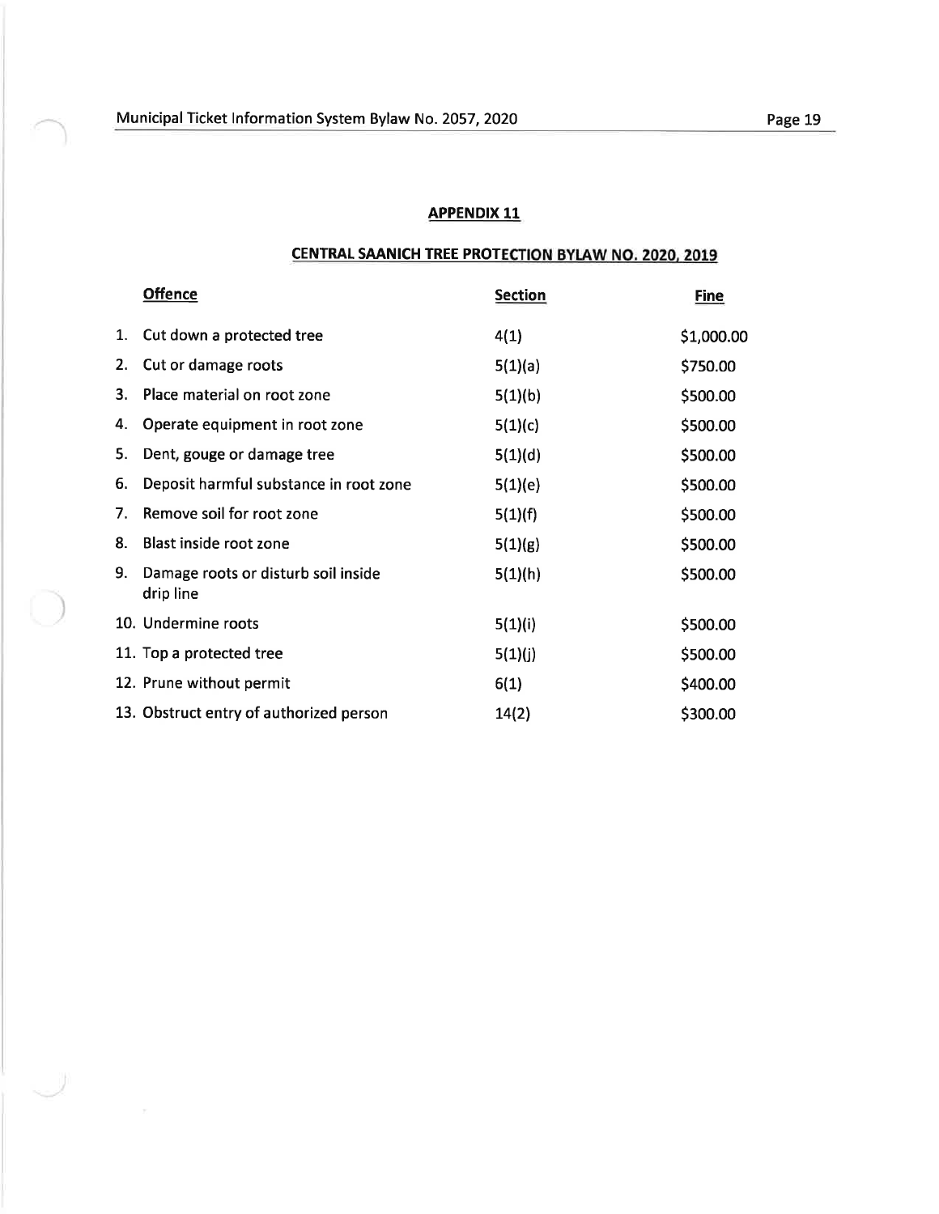## APPENDIX 11

## CENTRAL SAANICH TREE PROTECTION BYLAW NO. 2020, 2019

| | Offence | Section | Fine |
|---|---|---|---|
| 1. | Cut down a protected tree | 4(1) | $1,000.00 |
| 2. | Cut or damage roots | 5(1)(a) | $750.00 |
| 3. | Place material on root zone | 5(1)(b) | $500.00 |
| 4. | Operate equipment in root zone | 5(1)(c) | $500.00 |
| 5. | Dent, gouge or damage tree | 5(1)(d) | $500.00 |
| 6. | Deposit harmful substance in root zone | 5(1)(e) | $500.00 |
| 7. | Remove soil for root zone | 5(1)(f) | $500.00 |
| 8. | Blast inside root zone | 5(1)(g) | $500.00 |
| 9. | Damage roots or disturb soil inside drip line | 5(1)(h) | $500.00 |
| 10. | Undermine roots | 5(1)(i) | $500.00 |
| 11. | Top a protected tree | 5(1)(j) | $500.00 |
| 12. | Prune without permit | 6(1) | $400.00 |
| 13. | Obstruct entry of authorized person | 14(2) | $300.00 |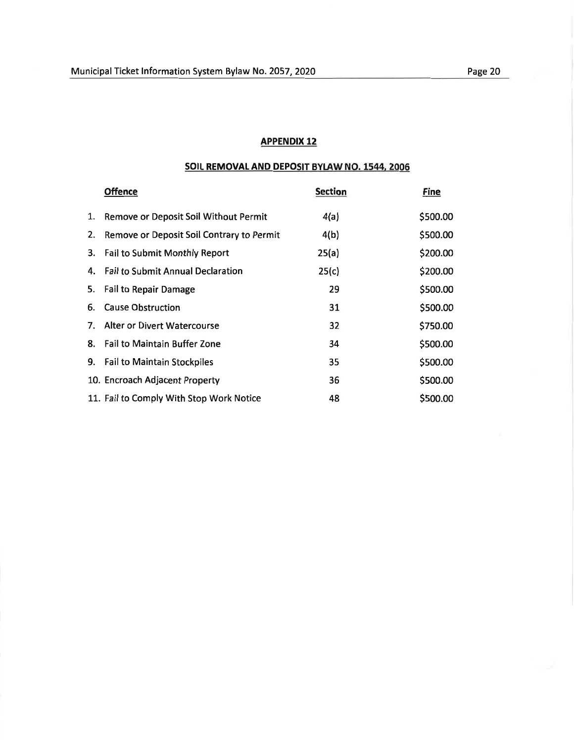## APPENDIX 12

## SOIL REMOVAL AND DEPOSIT BYLAW NO. 1544, 2006

| | Offence | Section | Fine |
|---|---|---|---|
| 1. | Remove or Deposit Soil Without Permit | 4(a) | $500.00 |
| 2. | Remove or Deposit Soil Contrary to Permit | 4(b) | $500.00 |
| 3. | Fail to Submit Monthly Report | 25(a) | $200.00 |
| 4. | Fail to Submit Annual Declaration | 25(c) | $200.00 |
| 5. | Fail to Repair Damage | 29 | $500.00 |
| 6. | Cause Obstruction | 31 | $500.00 |
| 7. | Alter or Divert Watercourse | 32 | $750.00 |
| 8. | Fail to Maintain Buffer Zone | 34 | $500.00 |
| 9. | Fail to Maintain Stockpiles | 35 | $500.00 |
| 10. | Encroach Adjacent Property | 36 | $500.00 |
| 11. | Fail to Comply With Stop Work Notice | 48 | $500.00 |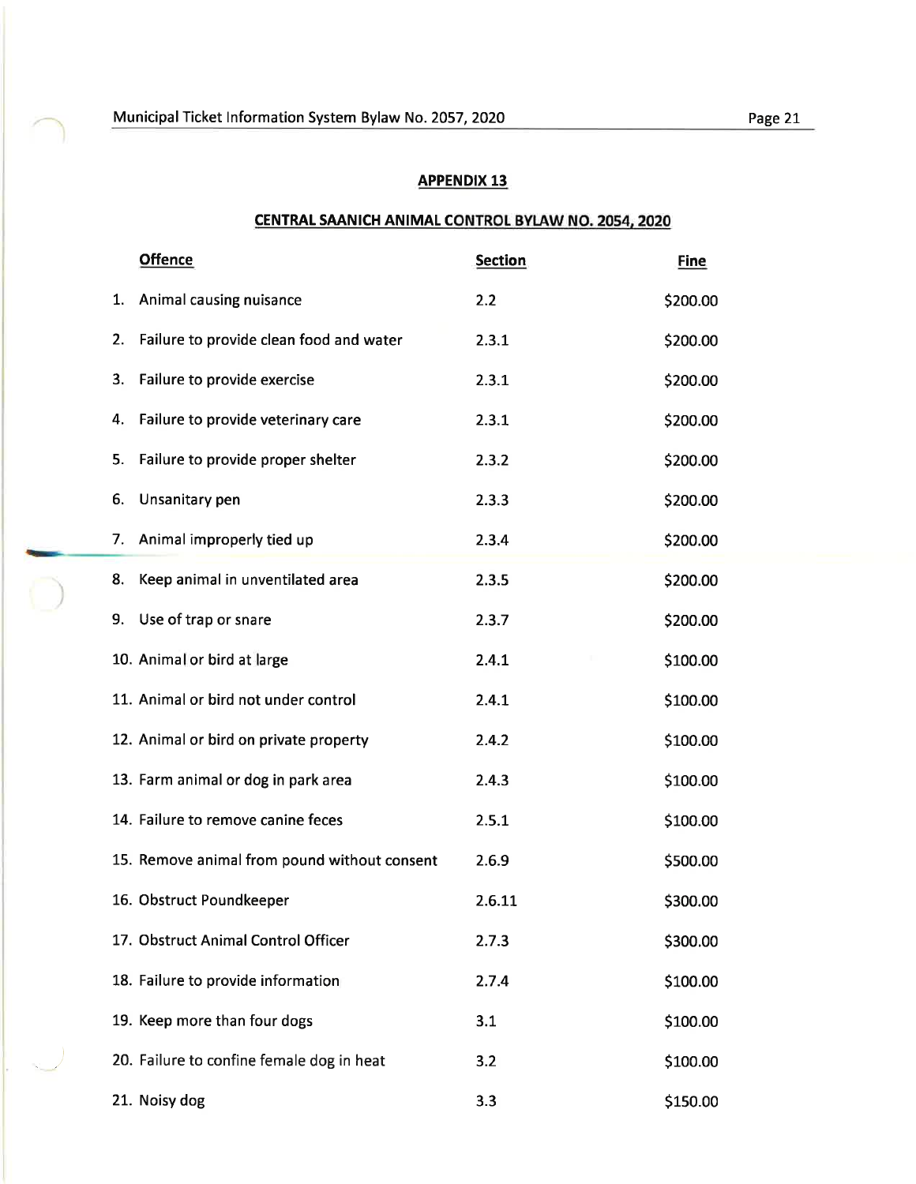## APPENDIX 13

## CENTRAL SAANICH ANIMAL CONTROL BYLAW NO. 2054, 2020

| Offence | Section | Fine |
|---|---|---|
| 1. Animal causing nuisance | 2.2 | $200.00 |
| 2. Failure to provide clean food and water | 2.3.1 | $200.00 |
| 3. Failure to provide exercise | 2.3.1 | $200.00 |
| 4. Failure to provide veterinary care | 2.3.1 | $200.00 |
| 5. Failure to provide proper shelter | 2.3.2 | $200.00 |
| 6. Unsanitary pen | 2.3.3 | $200.00 |
| 7. Animal improperly tied up | 2.3.4 | $200.00 |
| 8. Keep animal in unventilated area | 2.3.5 | $200.00 |
| 9. Use of trap or snare | 2.3.7 | $200.00 |
| 10. Animal or bird at large | 2.4.1 | $100.00 |
| 11. Animal or bird not under control | 2.4.1 | $100.00 |
| 12. Animal or bird on private property | 2.4.2 | $100.00 |
| 13. Farm animal or dog in park area | 2.4.3 | $100.00 |
| 14. Failure to remove canine feces | 2.5.1 | $100.00 |
| 15. Remove animal from pound without consent | 2.6.9 | $500.00 |
| 16. Obstruct Poundkeeper | 2.6.11 | $300.00 |
| 17. Obstruct Animal Control Officer | 2.7.3 | $300.00 |
| 18. Failure to provide information | 2.7.4 | $100.00 |
| 19. Keep more than four dogs | 3.1 | $100.00 |
| 20. Failure to confine female dog in heat | 3.2 | $100.00 |
| 21. Noisy dog | 3.3 | $150.00 |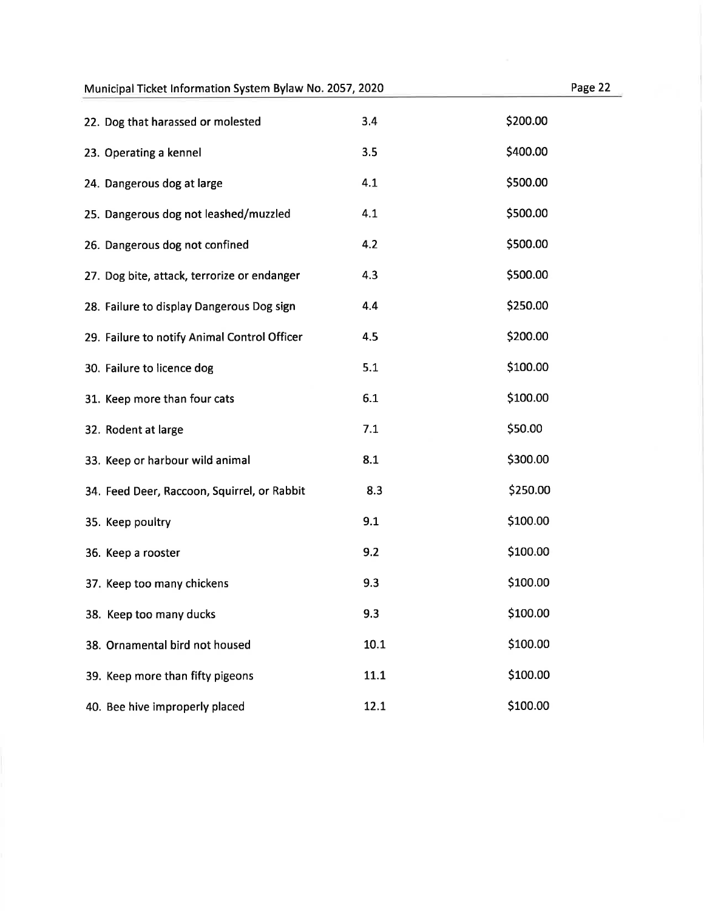| | | |
|---|---|---|
| 22. Dog that harassed or molested | 3.4 | $200.00 |
| 23. Operating a kennel | 3.5 | $400.00 |
| 24. Dangerous dog at large | 4.1 | $500.00 |
| 25. Dangerous dog not leashed/muzzled | 4.1 | $500.00 |
| 26. Dangerous dog not confined | 4.2 | $500.00 |
| 27. Dog bite, attack, terrorize or endanger | 4.3 | $500.00 |
| 28. Failure to display Dangerous Dog sign | 4.4 | $250.00 |
| 29. Failure to notify Animal Control Officer | 4.5 | $200.00 |
| 30. Failure to licence dog | 5.1 | $100.00 |
| 31. Keep more than four cats | 6.1 | $100.00 |
| 32. Rodent at large | 7.1 | $50.00 |
| 33. Keep or harbour wild animal | 8.1 | $300.00 |
| 34. Feed Deer, Raccoon, Squirrel, or Rabbit | 8.3 | $250.00 |
| 35. Keep poultry | 9.1 | $100.00 |
| 36. Keep a rooster | 9.2 | $100.00 |
| 37. Keep too many chickens | 9.3 | $100.00 |
| 38. Keep too many ducks | 9.3 | $100.00 |
| 38. Ornamental bird not housed | 10.1 | $100.00 |
| 39. Keep more than fifty pigeons | 11.1 | $100.00 |
| 40. Bee hive improperly placed | 12.1 | $100.00 |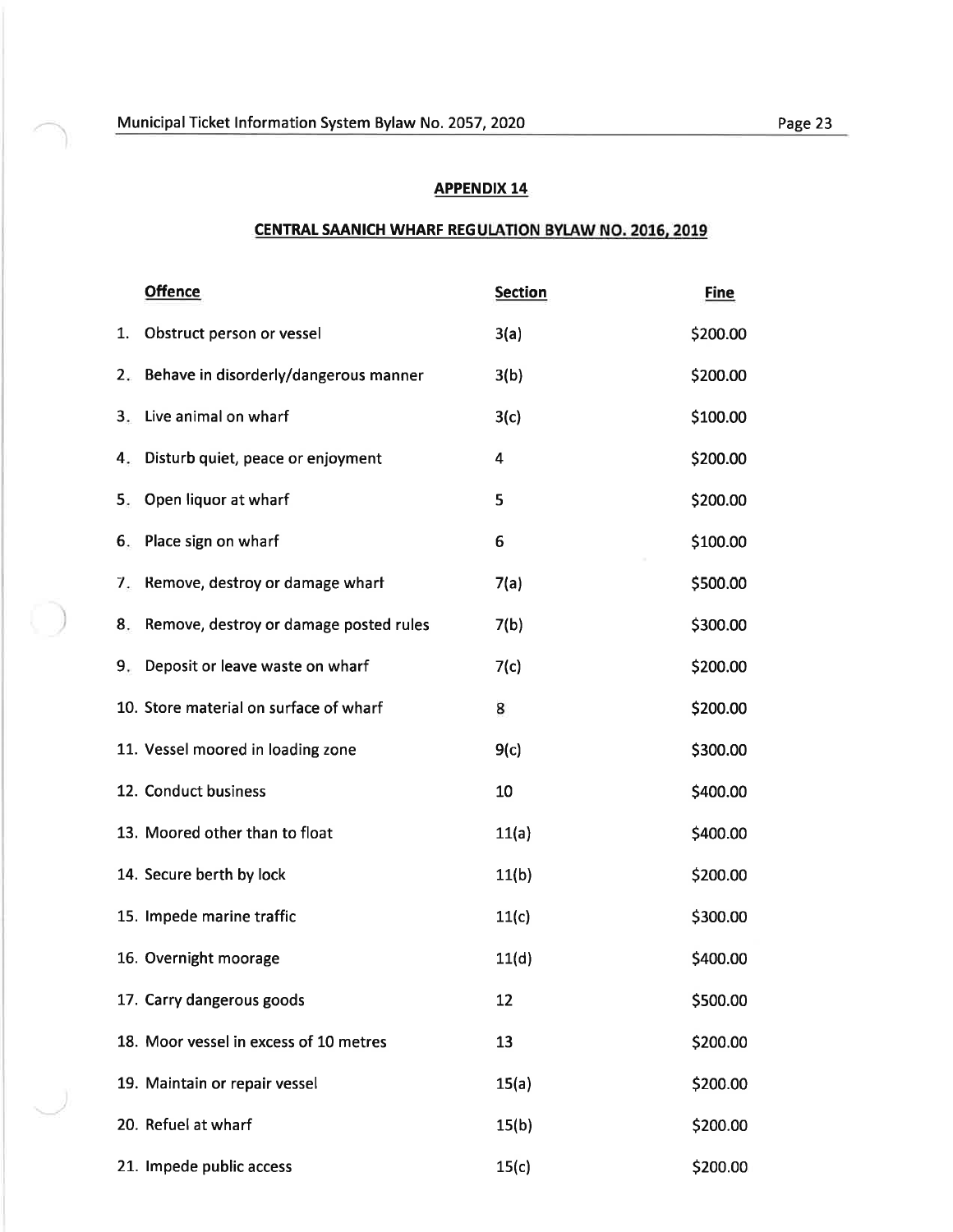## APPENDIX 14

## CENTRAL SAANICH WHARF REGULATION BYLAW NO. 2016, 2019

| Offence | Section | Fine |
|---|---|---|
| 1. Obstruct person or vessel | 3(a) | $200.00 |
| 2. Behave in disorderly/dangerous manner | 3(b) | $200.00 |
| 3. Live animal on wharf | 3(c) | $100.00 |
| 4. Disturb quiet, peace or enjoyment | 4 | $200.00 |
| 5. Open liquor at wharf | 5 | $200.00 |
| 6. Place sign on wharf | 6 | $100.00 |
| 7. Remove, destroy or damage wharf | 7(a) | $500.00 |
| 8. Remove, destroy or damage posted rules | 7(b) | $300.00 |
| 9. Deposit or leave waste on wharf | 7(c) | $200.00 |
| 10. Store material on surface of wharf | 8 | $200.00 |
| 11. Vessel moored in loading zone | 9(c) | $300.00 |
| 12. Conduct business | 10 | $400.00 |
| 13. Moored other than to float | 11(a) | $400.00 |
| 14. Secure berth by lock | 11(b) | $200.00 |
| 15. Impede marine traffic | 11(c) | $300.00 |
| 16. Overnight moorage | 11(d) | $400.00 |
| 17. Carry dangerous goods | 12 | $500.00 |
| 18. Moor vessel in excess of 10 metres | 13 | $200.00 |
| 19. Maintain or repair vessel | 15(a) | $200.00 |
| 20. Refuel at wharf | 15(b) | $200.00 |
| 21. Impede public access | 15(c) | $200.00 |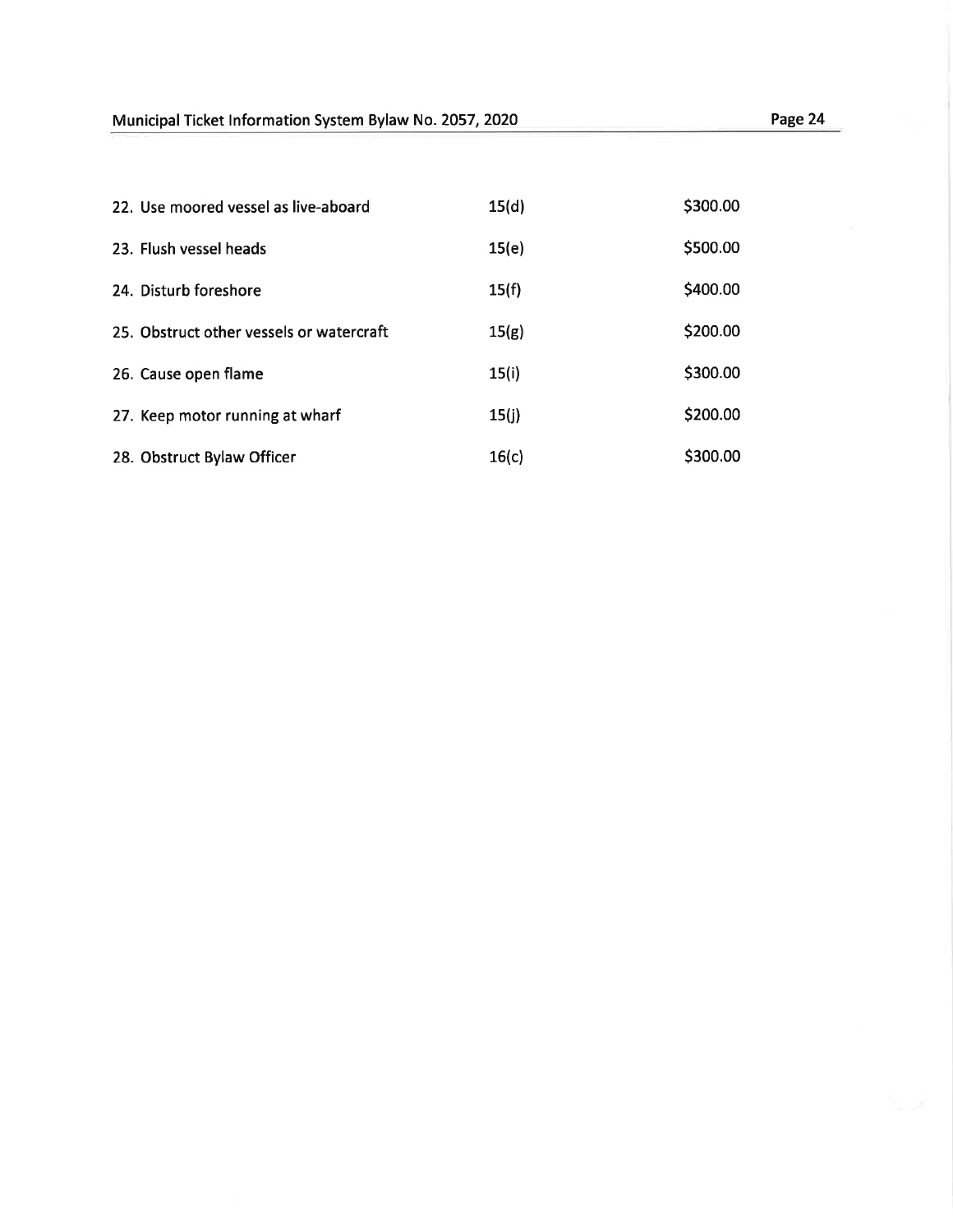| | | |
|---|---|---|
| 22. Use moored vessel as live-aboard | 15(d) | $300.00 |
| 23. Flush vessel heads | 15(e) | $500.00 |
| 24. Disturb foreshore | 15(f) | $400.00 |
| 25. Obstruct other vessels or watercraft | 15(g) | $200.00 |
| 26. Cause open flame | 15(i) | $300.00 |
| 27. Keep motor running at wharf | 15(j) | $200.00 |
| 28. Obstruct Bylaw Officer | 16(c) | $300.00 |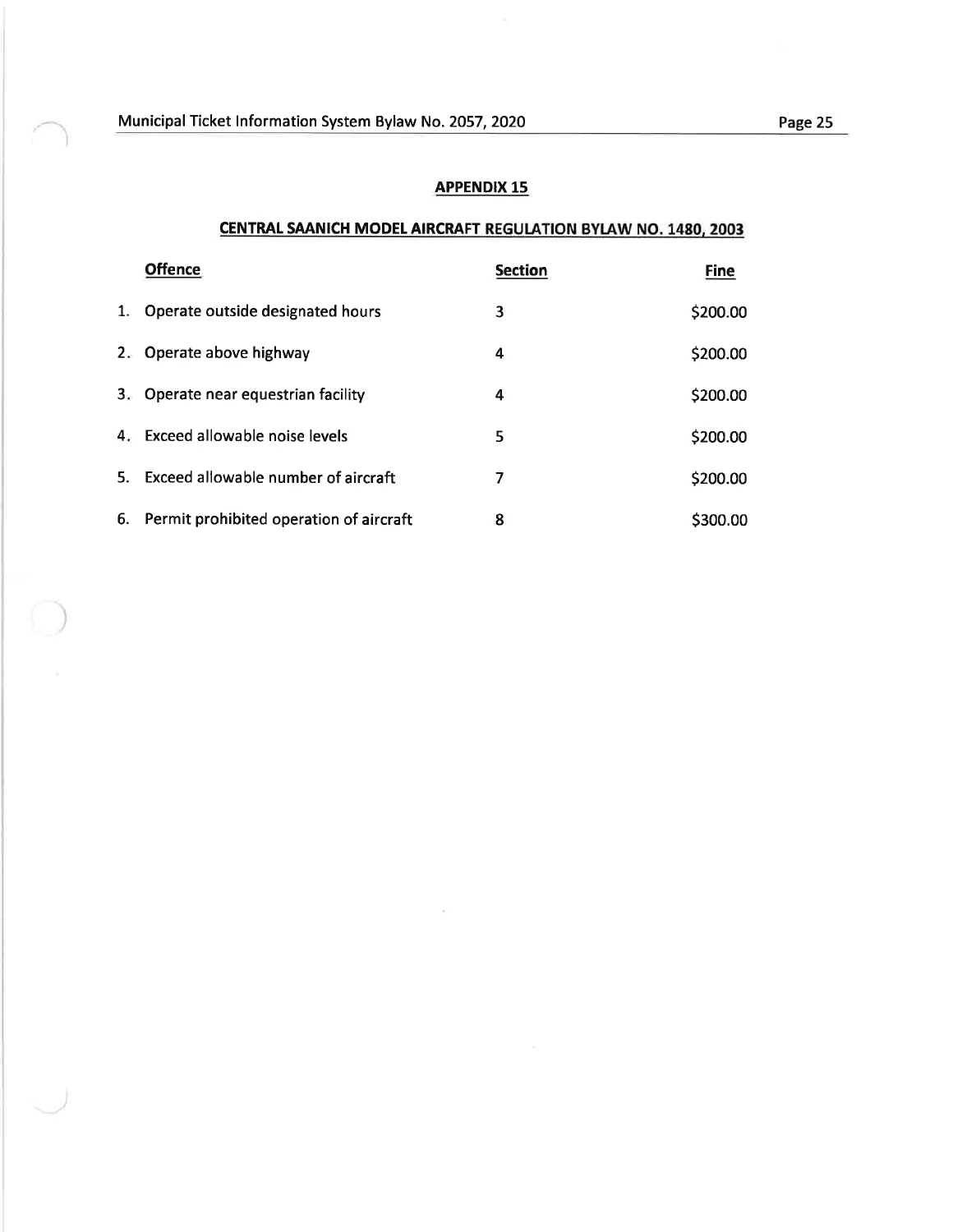## APPENDIX 15

## CENTRAL SAANICH MODEL AIRCRAFT REGULATION BYLAW NO. 1480, 2003

| | Offence | Section | Fine |
|---|---|---|---|
| 1. | Operate outside designated hours | 3 | $200.00 |
| 2. | Operate above highway | 4 | $200.00 |
| 3. | Operate near equestrian facility | 4 | $200.00 |
| 4. | Exceed allowable noise levels | 5 | $200.00 |
| 5. | Exceed allowable number of aircraft | 7 | $200.00 |
| 6. | Permit prohibited operation of aircraft | 8 | $300.00 |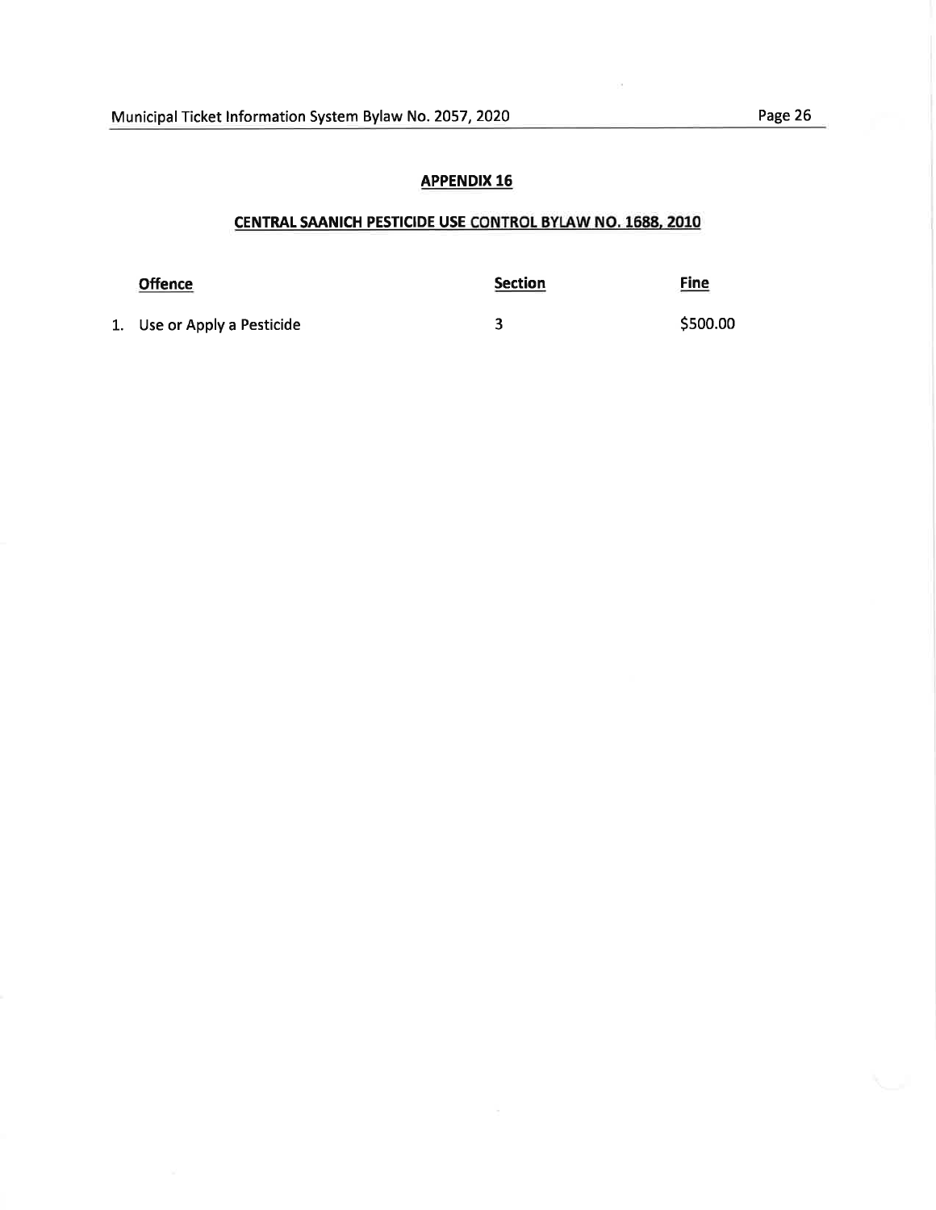## APPENDIX 16

### CENTRAL SAANICH PESTICIDE USE CONTROL BYLAW NO. 1688, 2010

| Offence | Section | Fine |
|---|---|---|
| 1. Use or Apply a Pesticide | 3 | $500.00 |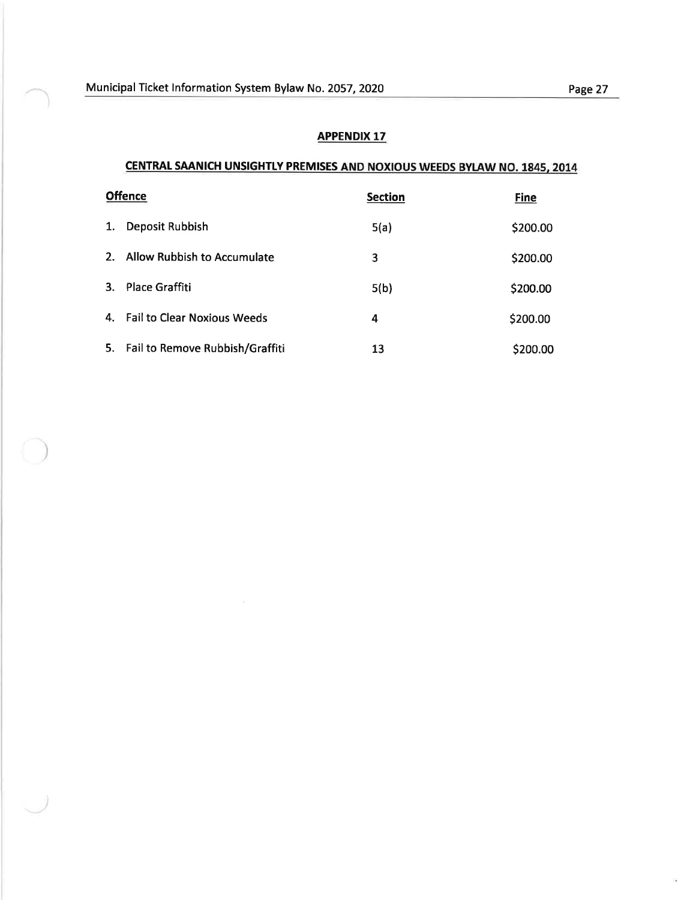## APPENDIX 17

## CENTRAL SAANICH UNSIGHTLY PREMISES AND NOXIOUS WEEDS BYLAW NO. 1845, 2014

| Offence | Section | Fine |
|---|---|---|
| 1. Deposit Rubbish | 5(a) | $200.00 |
| 2. Allow Rubbish to Accumulate | 3 | $200.00 |
| 3. Place Graffiti | 5(b) | $200.00 |
| 4. Fail to Clear Noxious Weeds | 4 | $200.00 |
| 5. Fail to Remove Rubbish/Graffiti | 13 | $200.00 |